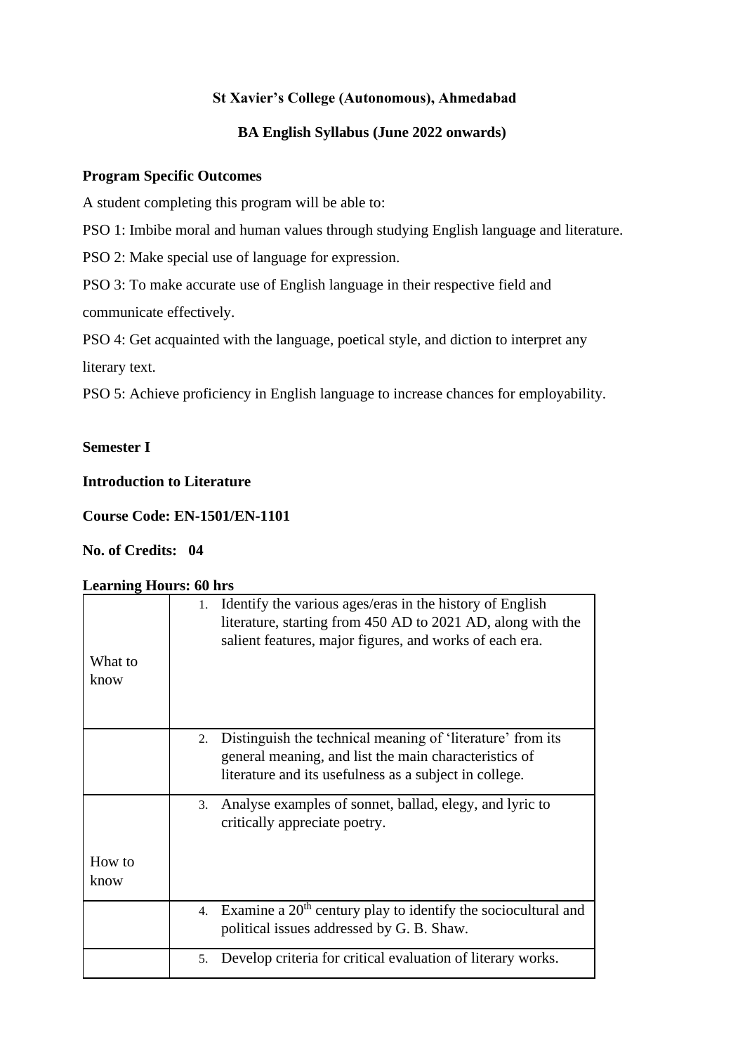**St Xavier's College (Autonomous), Ahmedabad**

**BA English Syllabus (June 2022 onwards)**

**Program Specific Outcomes**

A student completing this program will be able to:

PSO 1: Imbibe moral and human values through studying English language and literature.

PSO 2: Make special use of language for expression.

PSO 3: To make accurate use of English language in their respective field and communicate effectively.

PSO 4: Get acquainted with the language, poetical style, and diction to interpret any literary text.

PSO 5: Achieve proficiency in English language to increase chances for employability.

**Semester I**

**Introduction to Literature**

**Course Code: EN-1501/EN-1101**

**No. of Credits: 04**

**Learning Hours: 60 hrs**

| | |
|---|---|
| What to know | 1. Identify the various ages/eras in the history of English literature, starting from 450 AD to 2021 AD, along with the salient features, major figures, and works of each era. |
| | 2. Distinguish the technical meaning of 'literature' from its general meaning, and list the main characteristics of literature and its usefulness as a subject in college. |
| How to know | 3. Analyse examples of sonnet, ballad, elegy, and lyric to critically appreciate poetry. |
| | 4. Examine a 20th century play to identify the sociocultural and political issues addressed by G. B. Shaw. |
| | 5. Develop criteria for critical evaluation of literary works. |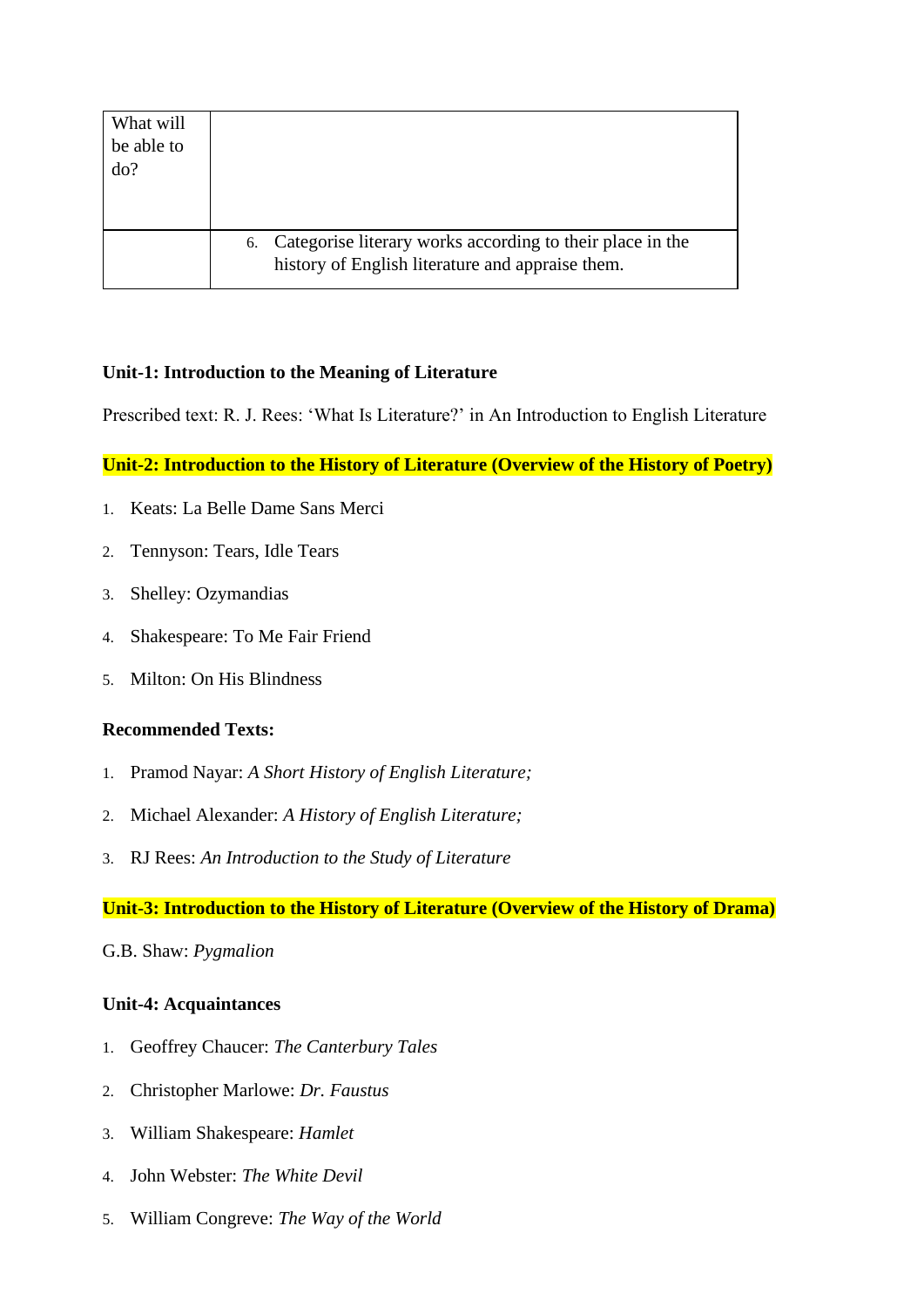| What will be able to do? | |
|---|---|
| | 6. Categorise literary works according to their place in the history of English literature and appraise them. |

**Unit-1: Introduction to the Meaning of Literature**

Prescribed text: R. J. Rees: 'What Is Literature?' in An Introduction to English Literature

**Unit-2: Introduction to the History of Literature (Overview of the History of Poetry)**

1. Keats: La Belle Dame Sans Merci
2. Tennyson: Tears, Idle Tears
3. Shelley: Ozymandias
4. Shakespeare: To Me Fair Friend
5. Milton: On His Blindness

**Recommended Texts:**

1. Pramod Nayar: *A Short History of English Literature;*
2. Michael Alexander: *A History of English Literature;*
3. RJ Rees: *An Introduction to the Study of Literature*

**Unit-3: Introduction to the History of Literature (Overview of the History of Drama)**

G.B. Shaw: *Pygmalion*

**Unit-4: Acquaintances**

1. Geoffrey Chaucer: *The Canterbury Tales*
2. Christopher Marlowe: *Dr. Faustus*
3. William Shakespeare: *Hamlet*
4. John Webster: *The White Devil*
5. William Congreve: *The Way of the World*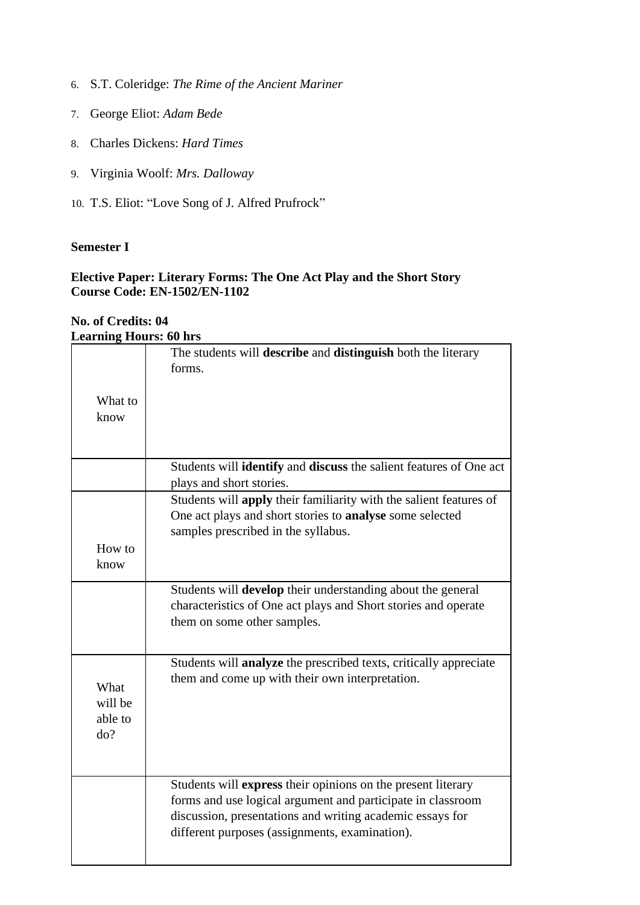6. S.T. Coleridge: *The Rime of the Ancient Mariner*
7. George Eliot: *Adam Bede*
8. Charles Dickens: *Hard Times*
9. Virginia Woolf: *Mrs. Dalloway*
10. T.S. Eliot: "Love Song of J. Alfred Prufrock"

**Semester I**

**Elective Paper: Literary Forms: The One Act Play and the Short Story**
**Course Code: EN-1502/EN-1102**

**No. of Credits: 04**
**Learning Hours: 60 hrs**

| | |
|---|---|
| What to know | The students will **describe** and **distinguish** both the literary forms. |
| | Students will **identify** and **discuss** the salient features of One act plays and short stories. |
| How to know | Students will **apply** their familiarity with the salient features of One act plays and short stories to **analyse** some selected samples prescribed in the syllabus. |
| | Students will **develop** their understanding about the general characteristics of One act plays and Short stories and operate them on some other samples. |
| What will be able to do? | Students will **analyze** the prescribed texts, critically appreciate them and come up with their own interpretation. |
| | Students will **express** their opinions on the present literary forms and use logical argument and participate in classroom discussion, presentations and writing academic essays for different purposes (assignments, examination). |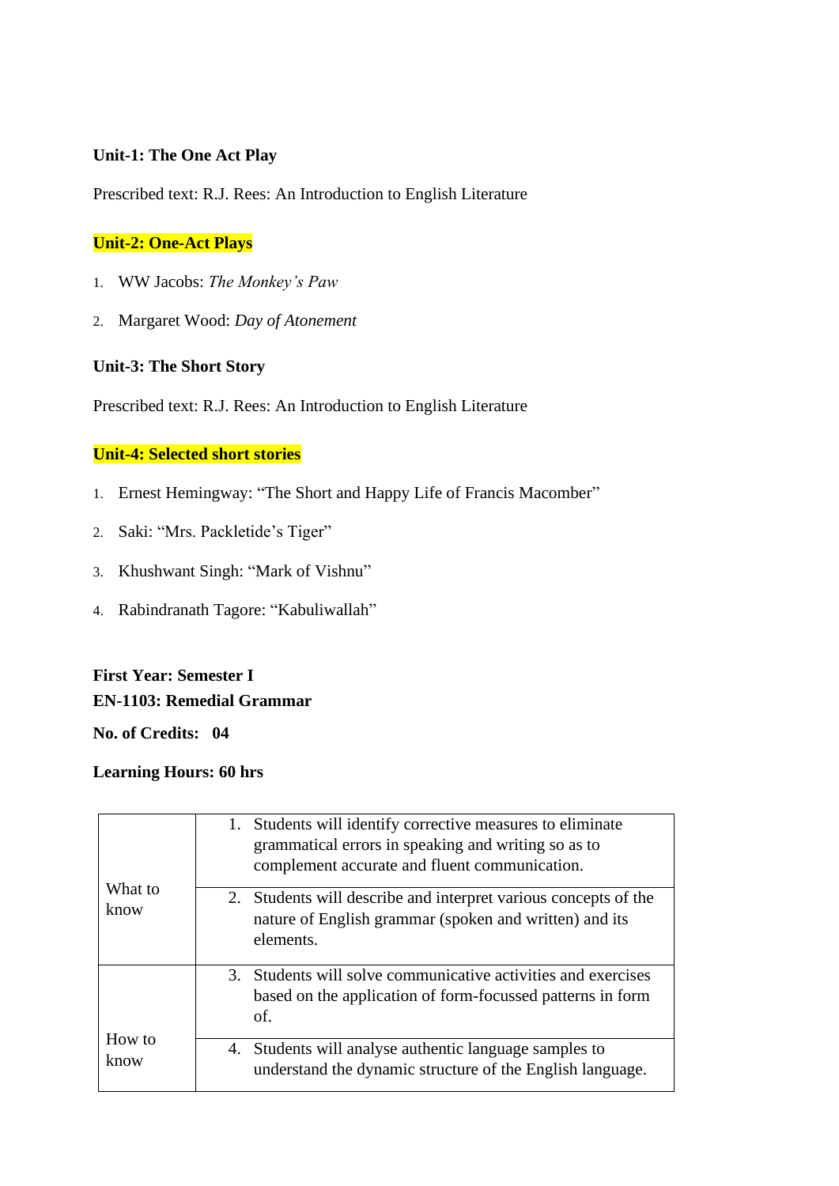**Unit-1: The One Act Play**

Prescribed text: R.J. Rees: An Introduction to English Literature

**Unit-2: One-Act Plays**

1. WW Jacobs: *The Monkey's Paw*
2. Margaret Wood: *Day of Atonement*

**Unit-3: The Short Story**

Prescribed text: R.J. Rees: An Introduction to English Literature

**Unit-4: Selected short stories**

1. Ernest Hemingway: "The Short and Happy Life of Francis Macomber"
2. Saki: "Mrs. Packletide's Tiger"
3. Khushwant Singh: "Mark of Vishnu"
4. Rabindranath Tagore: "Kabuliwallah"

**First Year: Semester I**
**EN-1103: Remedial Grammar**

**No. of Credits: 04**

**Learning Hours: 60 hrs**

| | |
|---|---|
| What to know | 1. Students will identify corrective measures to eliminate grammatical errors in speaking and writing so as to complement accurate and fluent communication. |
| | 2. Students will describe and interpret various concepts of the nature of English grammar (spoken and written) and its elements. |
| How to know | 3. Students will solve communicative activities and exercises based on the application of form-focussed patterns in form of. |
| | 4. Students will analyse authentic language samples to understand the dynamic structure of the English language. |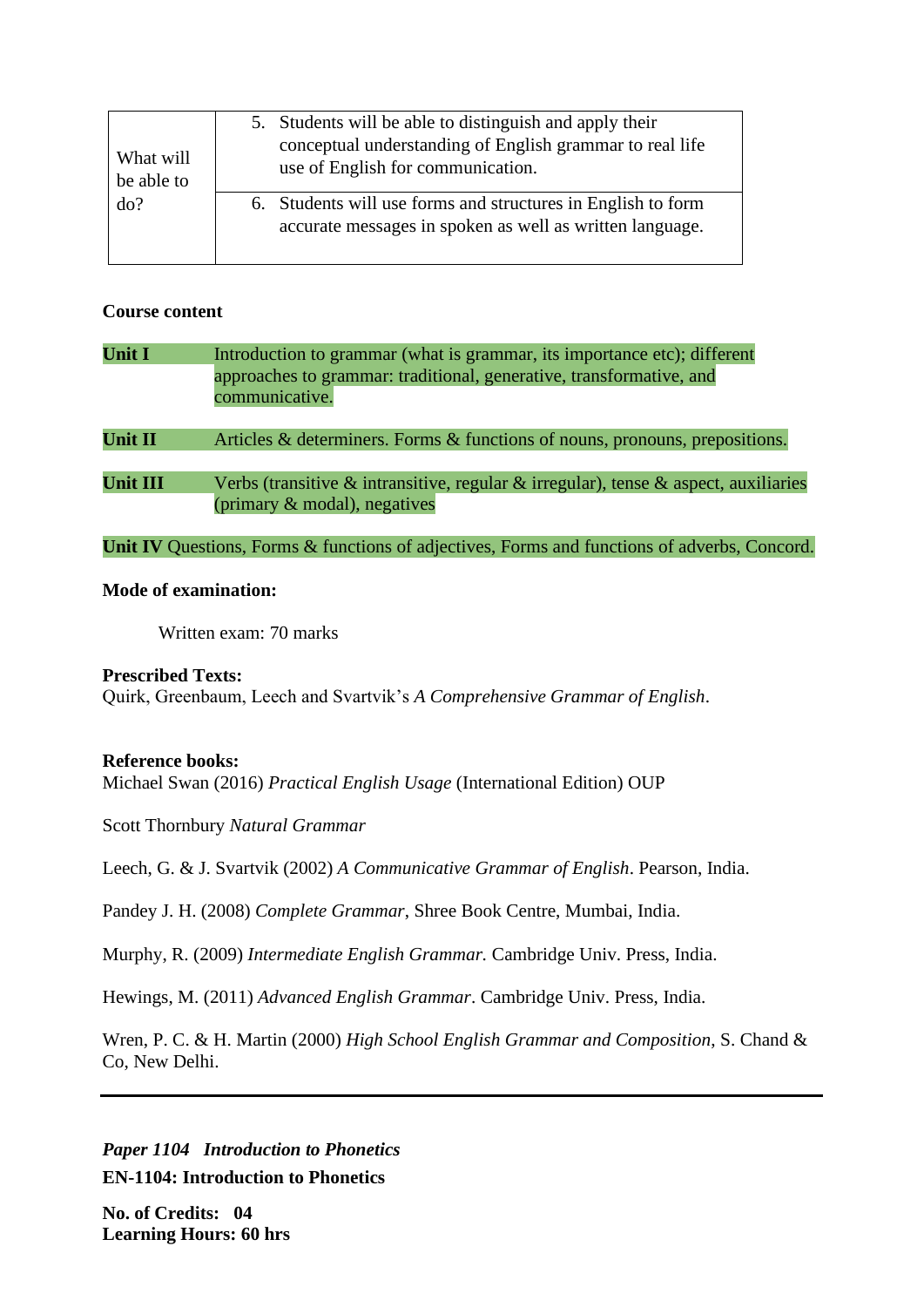| What will be able to do? | 5. Students will be able to distinguish and apply their conceptual understanding of English grammar to real life use of English for communication. |
|---|---|
| | 6. Students will use forms and structures in English to form accurate messages in spoken as well as written language. |

**Course content**

**Unit I** Introduction to grammar (what is grammar, its importance etc); different approaches to grammar: traditional, generative, transformative, and communicative.

**Unit II** Articles & determiners. Forms & functions of nouns, pronouns, prepositions.

**Unit III** Verbs (transitive & intransitive, regular & irregular), tense & aspect, auxiliaries (primary & modal), negatives

**Unit IV** Questions, Forms & functions of adjectives, Forms and functions of adverbs, Concord.

**Mode of examination:**

Written exam: 70 marks

**Prescribed Texts:**
Quirk, Greenbaum, Leech and Svartvik's *A Comprehensive Grammar of English*.

**Reference books:**
Michael Swan (2016) *Practical English Usage* (International Edition) OUP

Scott Thornbury *Natural Grammar*

Leech, G. & J. Svartvik (2002) *A Communicative Grammar of English*. Pearson, India.

Pandey J. H. (2008) *Complete Grammar*, Shree Book Centre, Mumbai, India.

Murphy, R. (2009) *Intermediate English Grammar.* Cambridge Univ. Press, India.

Hewings, M. (2011) *Advanced English Grammar*. Cambridge Univ. Press, India.

Wren, P. C. & H. Martin (2000) *High School English Grammar and Composition,* S. Chand & Co, New Delhi.

---

***Paper 1104 Introduction to Phonetics***

**EN-1104: Introduction to Phonetics**

**No. of Credits: 04**
**Learning Hours: 60 hrs**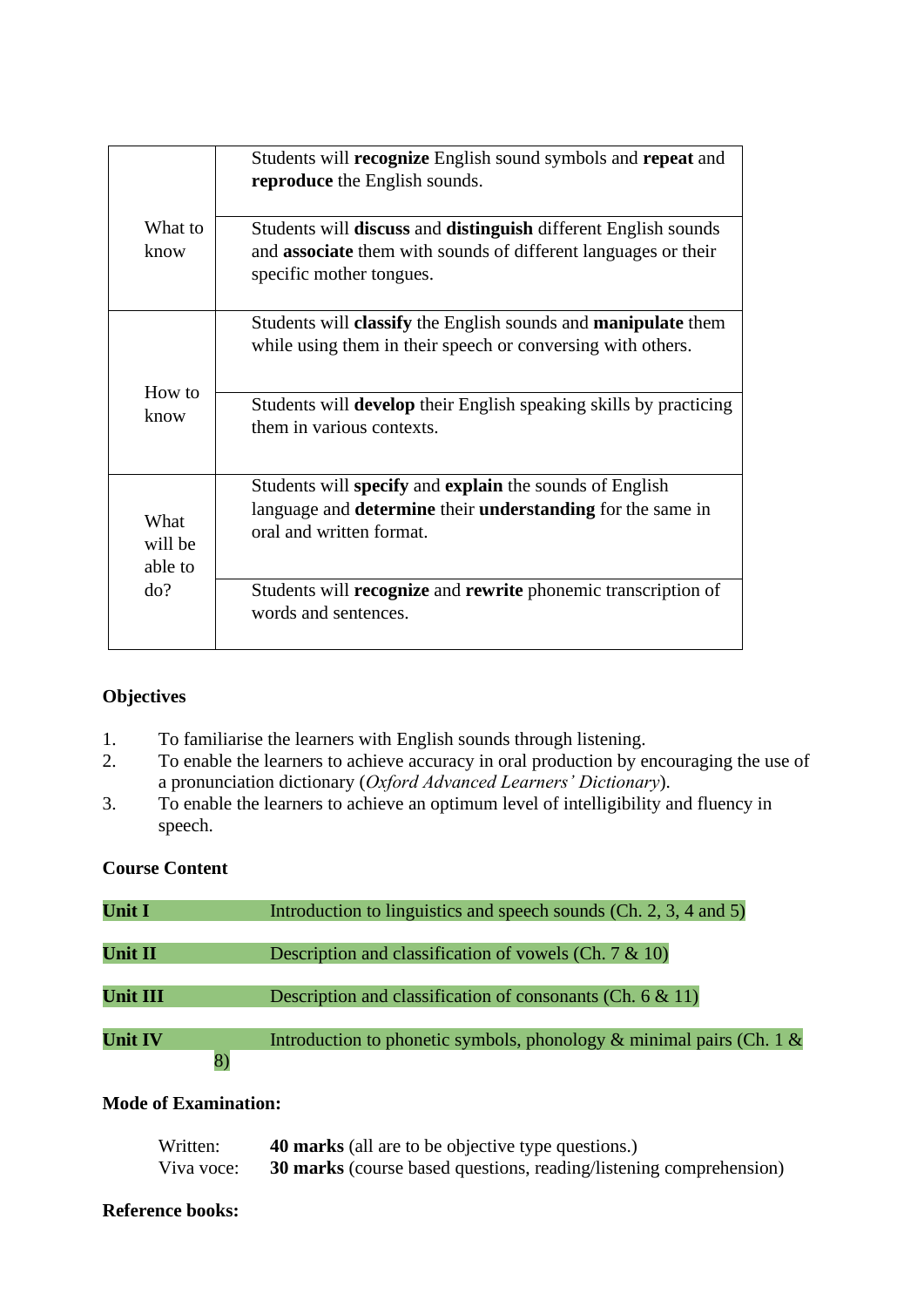|  |  |
|---|---|
| What to know | Students will **recognize** English sound symbols and **repeat** and **reproduce** the English sounds. |
|  | Students will **discuss** and **distinguish** different English sounds and **associate** them with sounds of different languages or their specific mother tongues. |
| How to know | Students will **classify** the English sounds and **manipulate** them while using them in their speech or conversing with others. |
|  | Students will **develop** their English speaking skills by practicing them in various contexts. |
| What will be able to do? | Students will **specify** and **explain** the sounds of English language and **determine** their **understanding** for the same in oral and written format. |
|  | Students will **recognize** and **rewrite** phonemic transcription of words and sentences. |

**Objectives**

1. To familiarise the learners with English sounds through listening.
2. To enable the learners to achieve accuracy in oral production by encouraging the use of a pronunciation dictionary (*Oxford Advanced Learners' Dictionary*).
3. To enable the learners to achieve an optimum level of intelligibility and fluency in speech.

**Course Content**

**Unit I** Introduction to linguistics and speech sounds (Ch. 2, 3, 4 and 5)

**Unit II** Description and classification of vowels (Ch. 7 & 10)

**Unit III** Description and classification of consonants (Ch. 6 & 11)

**Unit IV** Introduction to phonetic symbols, phonology & minimal pairs (Ch. 1 & 8)

**Mode of Examination:**

Written: **40 marks** (all are to be objective type questions.)
Viva voce: **30 marks** (course based questions, reading/listening comprehension)

**Reference books:**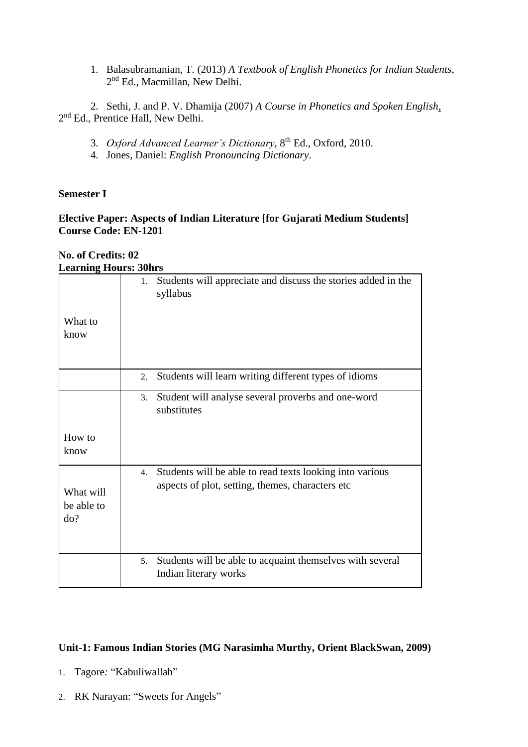1. Balasubramanian, T. (2013) *A Textbook of English Phonetics for Indian Students*, 2nd Ed., Macmillan, New Delhi.
2. Sethi, J. and P. V. Dhamija (2007) *A Course in Phonetics and Spoken English*, 2nd Ed., Prentice Hall, New Delhi.
3. *Oxford Advanced Learner's Dictionary*, 8th Ed., Oxford, 2010.
4. Jones, Daniel: *English Pronouncing Dictionary*.

**Semester I**

**Elective Paper: Aspects of Indian Literature [for Gujarati Medium Students]**
**Course Code: EN-1201**

**No. of Credits: 02**
**Learning Hours: 30hrs**

| | |
|---|---|
| What to know | 1. Students will appreciate and discuss the stories added in the syllabus |
| | 2. Students will learn writing different types of idioms |
| How to know | 3. Student will analyse several proverbs and one-word substitutes |
| What will be able to do? | 4. Students will be able to read texts looking into various aspects of plot, setting, themes, characters etc |
| | 5. Students will be able to acquaint themselves with several Indian literary works |

**Unit-1: Famous Indian Stories (MG Narasimha Murthy, Orient BlackSwan, 2009)**

1. Tagore: "Kabuliwallah"
2. RK Narayan: "Sweets for Angels"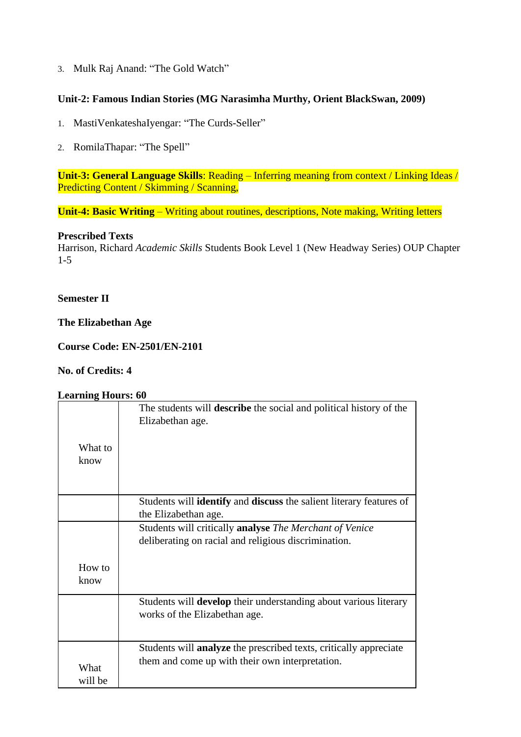3. Mulk Raj Anand: “The Gold Watch”

**Unit-2: Famous Indian Stories (MG Narasimha Murthy, Orient BlackSwan, 2009)**

1. MastiVenkateshaIyengar: “The Curds-Seller”
2. RomilaThapar: “The Spell”

**Unit-3: General Language Skills**: Reading – Inferring meaning from context / Linking Ideas / Predicting Content / Skimming / Scanning,

**Unit-4: Basic Writing** – Writing about routines, descriptions, Note making, Writing letters

**Prescribed Texts**
Harrison, Richard *Academic Skills* Students Book Level 1 (New Headway Series) OUP Chapter 1-5

**Semester II**

**The Elizabethan Age**

**Course Code: EN-2501/EN-2101**

**No. of Credits: 4**

**Learning Hours: 60**

| | |
|---|---|
| What to know | The students will **describe** the social and political history of the Elizabethan age. |
| | Students will **identify** and **discuss** the salient literary features of the Elizabethan age. |
| How to know | Students will critically **analyse** *The Merchant of Venice* deliberating on racial and religious discrimination. |
| | Students will **develop** their understanding about various literary works of the Elizabethan age. |
| What will be | Students will **analyze** the prescribed texts, critically appreciate them and come up with their own interpretation. |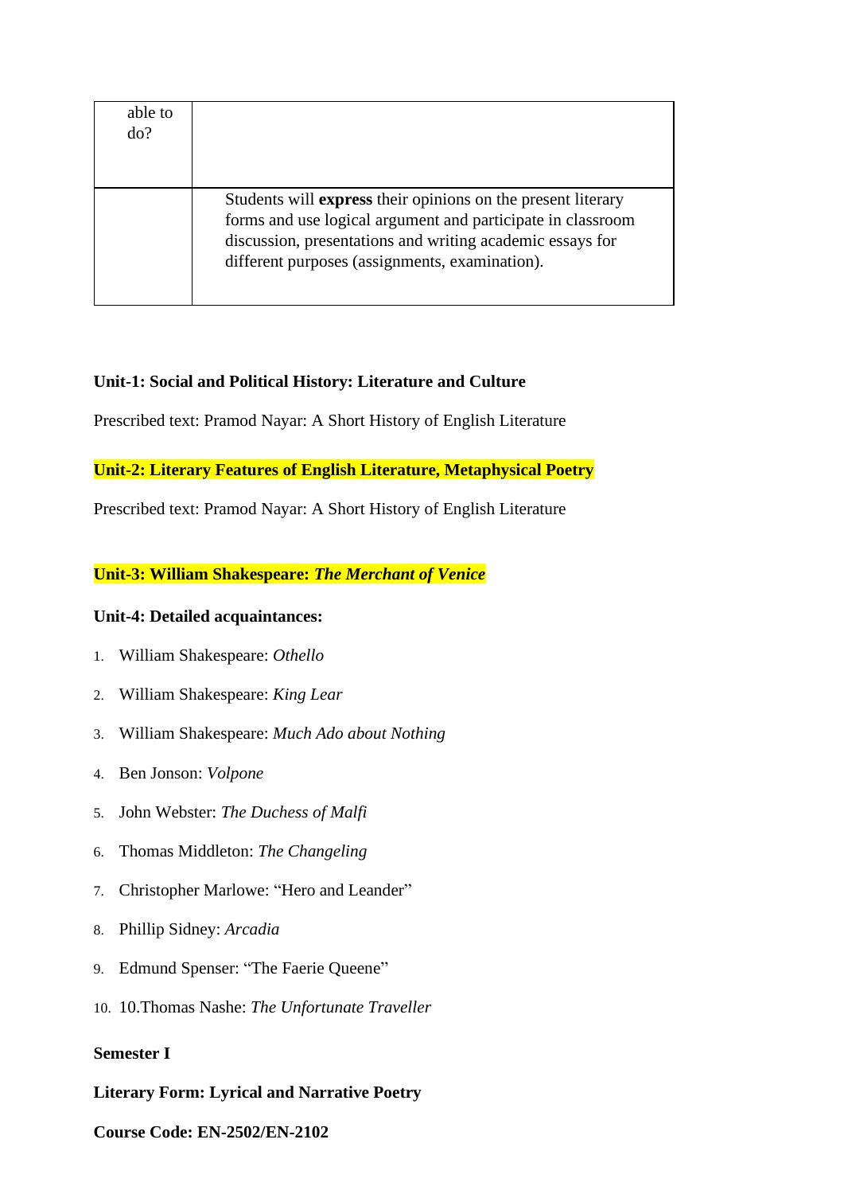| able to do? | |
|---|---|
| | Students will **express** their opinions on the present literary forms and use logical argument and participate in classroom discussion, presentations and writing academic essays for different purposes (assignments, examination). |

**Unit-1: Social and Political History: Literature and Culture**

Prescribed text: Pramod Nayar: A Short History of English Literature

**Unit-2: Literary Features of English Literature, Metaphysical Poetry**

Prescribed text: Pramod Nayar: A Short History of English Literature

**Unit-3: William Shakespeare: *The Merchant of Venice***

**Unit-4: Detailed acquaintances:**

1. William Shakespeare: *Othello*
2. William Shakespeare: *King Lear*
3. William Shakespeare: *Much Ado about Nothing*
4. Ben Jonson: *Volpone*
5. John Webster: *The Duchess of Malfi*
6. Thomas Middleton: *The Changeling*
7. Christopher Marlowe: "Hero and Leander"
8. Phillip Sidney: *Arcadia*
9. Edmund Spenser: "The Faerie Queene"
10. 10.Thomas Nashe: *The Unfortunate Traveller*

**Semester I**

**Literary Form: Lyrical and Narrative Poetry**

**Course Code: EN-2502/EN-2102**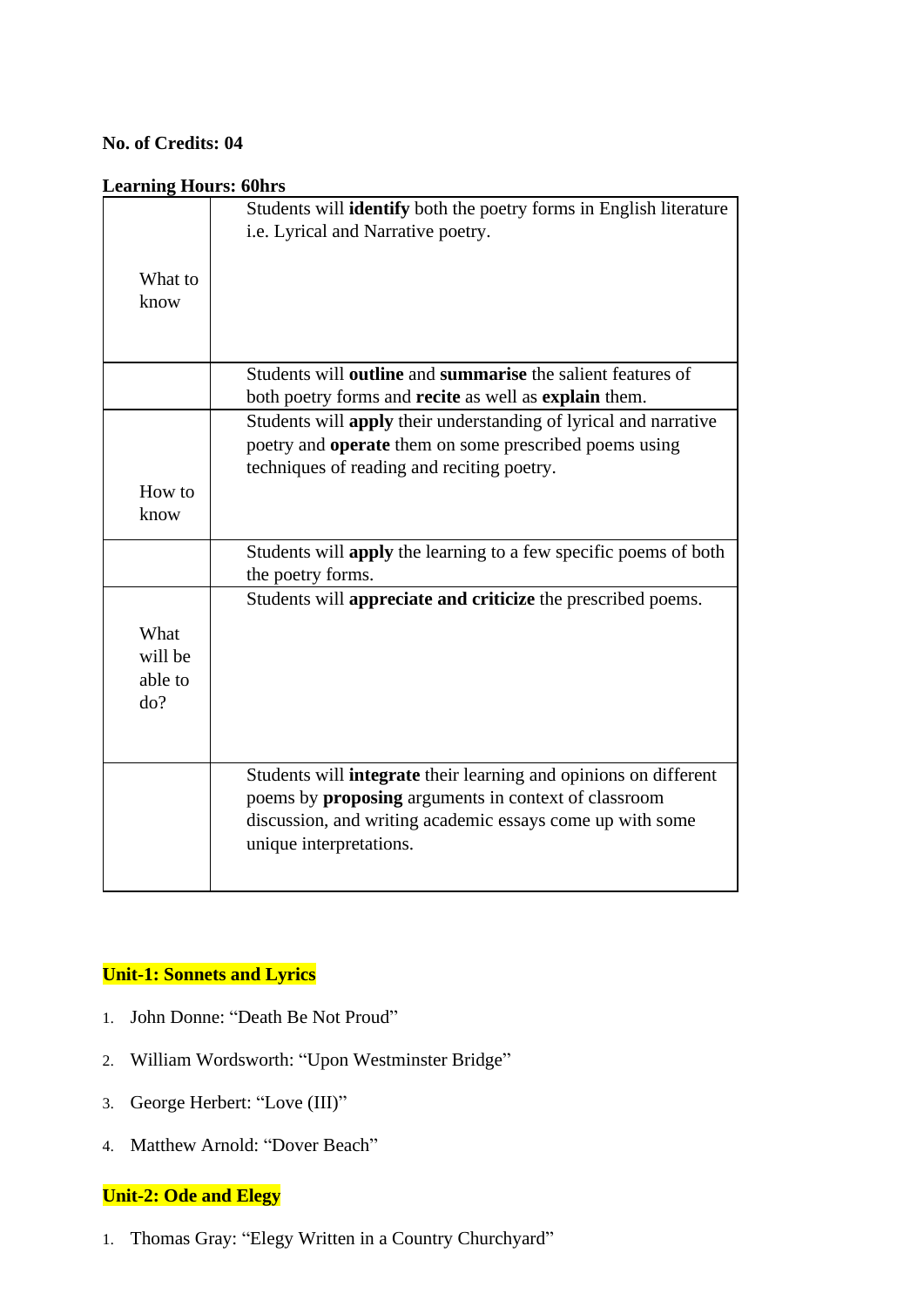**No. of Credits: 04**

**Learning Hours: 60hrs**

| | |
|---|---|
| What to know | Students will **identify** both the poetry forms in English literature i.e. Lyrical and Narrative poetry. |
| | Students will **outline** and **summarise** the salient features of both poetry forms and **recite** as well as **explain** them. |
| How to know | Students will **apply** their understanding of lyrical and narrative poetry and **operate** them on some prescribed poems using techniques of reading and reciting poetry. |
| | Students will **apply** the learning to a few specific poems of both the poetry forms. |
| What will be able to do? | Students will **appreciate and criticize** the prescribed poems. |
| | Students will **integrate** their learning and opinions on different poems by **proposing** arguments in context of classroom discussion, and writing academic essays come up with some unique interpretations. |

**Unit-1: Sonnets and Lyrics**

1. John Donne: "Death Be Not Proud"
2. William Wordsworth: "Upon Westminster Bridge"
3. George Herbert: "Love (III)"
4. Matthew Arnold: "Dover Beach"

**Unit-2: Ode and Elegy**

1. Thomas Gray: "Elegy Written in a Country Churchyard"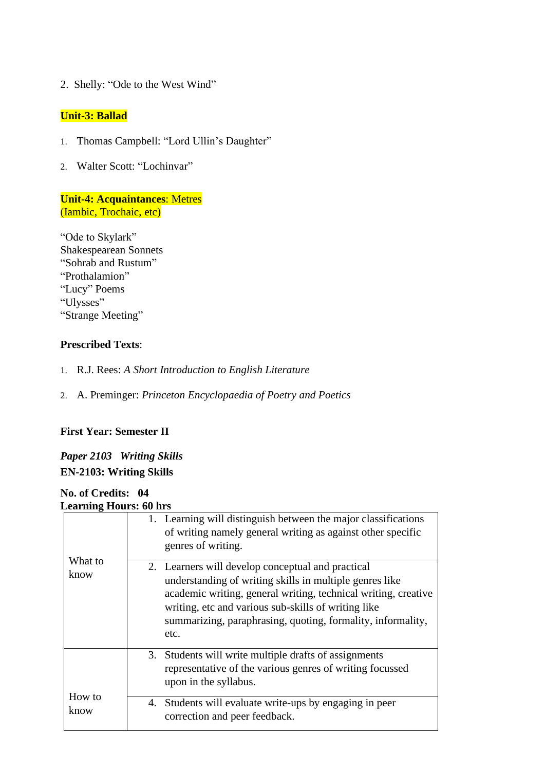2. Shelly: “Ode to the West Wind”

**Unit-3: Ballad**

1. Thomas Campbell: “Lord Ullin’s Daughter”
2. Walter Scott: “Lochinvar”

**Unit-4: Acquaintances**: Metres (Iambic, Trochaic, etc)

“Ode to Skylark”
Shakespearean Sonnets
“Sohrab and Rustum”
“Prothalamion”
“Lucy” Poems
“Ulysses”
“Strange Meeting”

**Prescribed Texts**:

1. R.J. Rees: *A Short Introduction to English Literature*
2. A. Preminger: *Princeton Encyclopaedia of Poetry and Poetics*

**First Year: Semester II**

***Paper 2103 Writing Skills***

**EN-2103: Writing Skills**

**No. of Credits: 04**
**Learning Hours: 60 hrs**

| | |
|---|---|
| What to know | 1. Learning will distinguish between the major classifications of writing namely general writing as against other specific genres of writing. |
| | 2. Learners will develop conceptual and practical understanding of writing skills in multiple genres like academic writing, general writing, technical writing, creative writing, etc and various sub-skills of writing like summarizing, paraphrasing, quoting, formality, informality, etc. |
| How to know | 3. Students will write multiple drafts of assignments representative of the various genres of writing focussed upon in the syllabus. |
| | 4. Students will evaluate write-ups by engaging in peer correction and peer feedback. |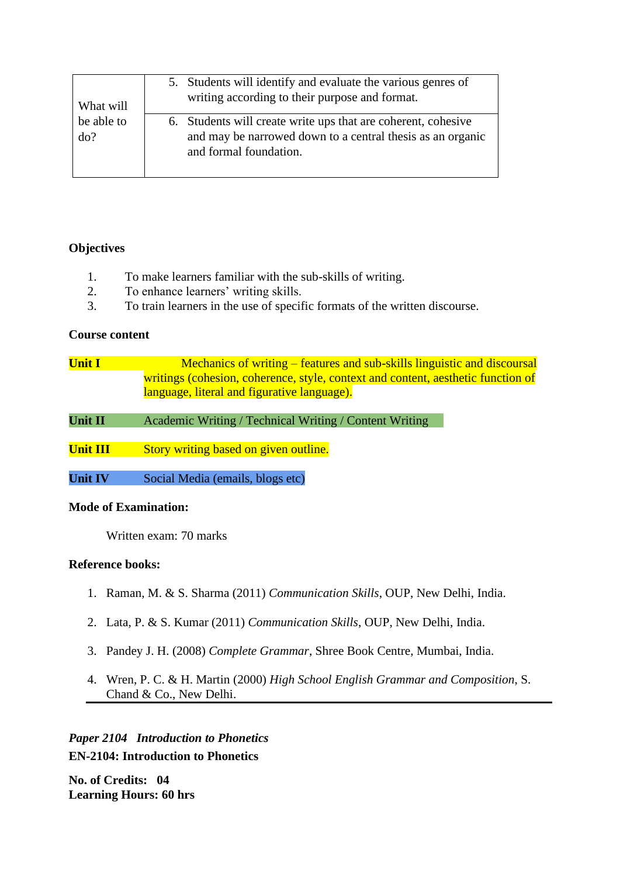| What will be able to do? | 5. Students will identify and evaluate the various genres of writing according to their purpose and format. |
|---|---|
| | 6. Students will create write ups that are coherent, cohesive and may be narrowed down to a central thesis as an organic and formal foundation. |

**Objectives**

1. To make learners familiar with the sub-skills of writing.
2. To enhance learners' writing skills.
3. To train learners in the use of specific formats of the written discourse.

**Course content**

**Unit I** Mechanics of writing – features and sub-skills linguistic and discoursal writings (cohesion, coherence, style, context and content, aesthetic function of language, literal and figurative language).

**Unit II** Academic Writing / Technical Writing / Content Writing

**Unit III** Story writing based on given outline.

**Unit IV** Social Media (emails, blogs etc)

**Mode of Examination:**

Written exam: 70 marks

**Reference books:**

1. Raman, M. & S. Sharma (2011) *Communication Skills*, OUP, New Delhi, India.
2. Lata, P. & S. Kumar (2011) *Communication Skills*, OUP, New Delhi, India.
3. Pandey J. H. (2008) *Complete Grammar*, Shree Book Centre, Mumbai, India.
4. Wren, P. C. & H. Martin (2000) *High School English Grammar and Composition*, S. Chand & Co., New Delhi.

---

***Paper 2104 Introduction to Phonetics***

**EN-2104: Introduction to Phonetics**

**No. of Credits: 04**
**Learning Hours: 60 hrs**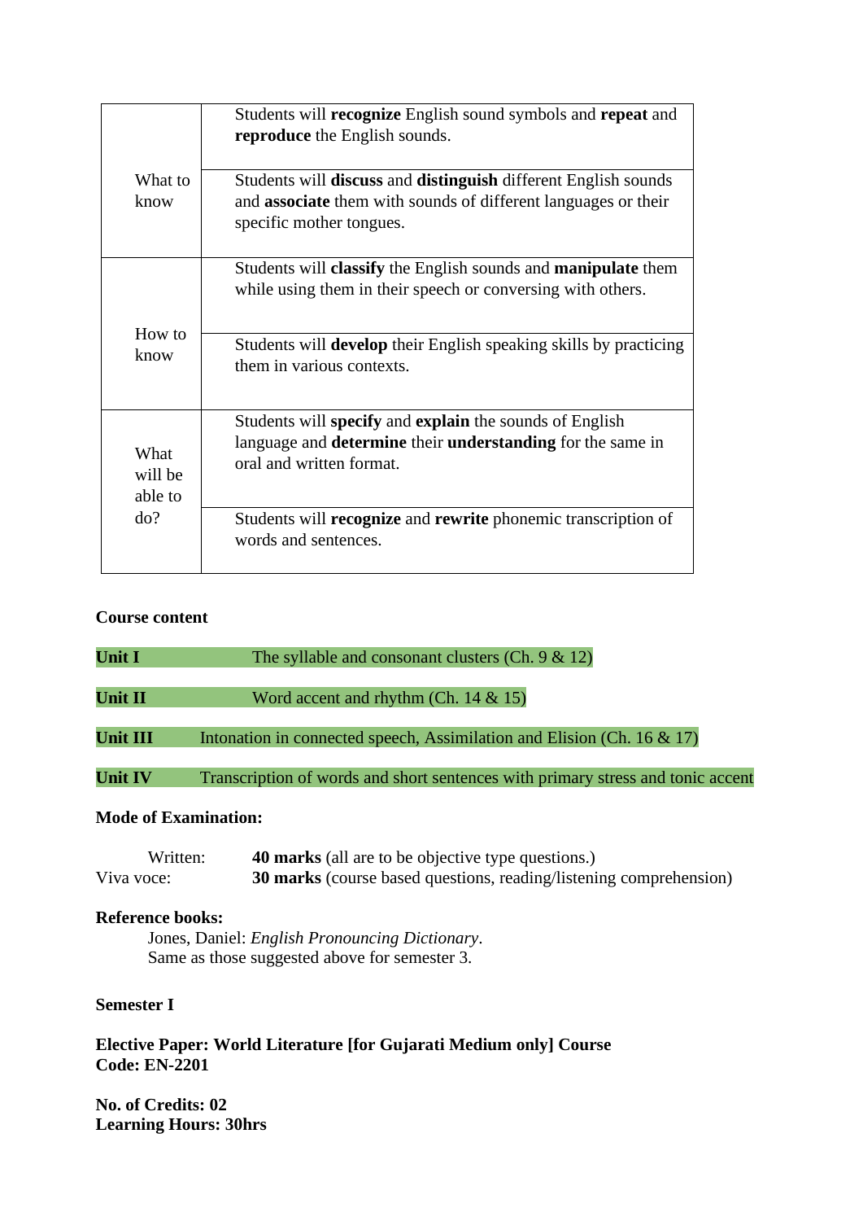| | |
|---|---|
| What to know | Students will **recognize** English sound symbols and **repeat** and **reproduce** the English sounds. |
| | Students will **discuss** and **distinguish** different English sounds and **associate** them with sounds of different languages or their specific mother tongues. |
| How to know | Students will **classify** the English sounds and **manipulate** them while using them in their speech or conversing with others. |
| | Students will **develop** their English speaking skills by practicing them in various contexts. |
| What will be able to do? | Students will **specify** and **explain** the sounds of English language and **determine** their **understanding** for the same in oral and written format. |
| | Students will **recognize** and **rewrite** phonemic transcription of words and sentences. |

**Course content**

**Unit I** The syllable and consonant clusters (Ch. 9 & 12)

**Unit II** Word accent and rhythm (Ch. 14 & 15)

**Unit III** Intonation in connected speech, Assimilation and Elision (Ch. 16 & 17)

**Unit IV** Transcription of words and short sentences with primary stress and tonic accent

**Mode of Examination:**

Written: **40 marks** (all are to be objective type questions.)
Viva voce: **30 marks** (course based questions, reading/listening comprehension)

**Reference books:**

Jones, Daniel: *English Pronouncing Dictionary*.
Same as those suggested above for semester 3.

**Semester I**

**Elective Paper: World Literature [for Gujarati Medium only] Course Code: EN-2201**

**No. of Credits: 02**
**Learning Hours: 30hrs**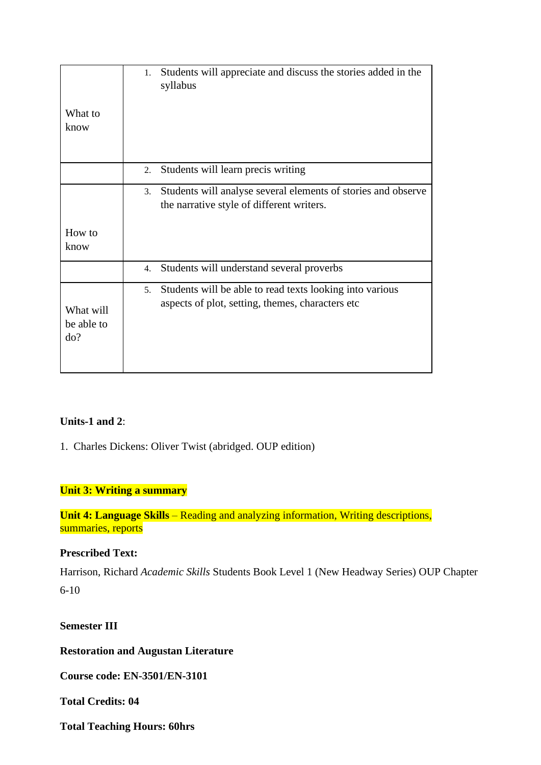| | |
|---|---|
| What to know | 1. Students will appreciate and discuss the stories added in the syllabus |
| | 2. Students will learn precis writing |
| How to know | 3. Students will analyse several elements of stories and observe the narrative style of different writers. |
| | 4. Students will understand several proverbs |
| What will be able to do? | 5. Students will be able to read texts looking into various aspects of plot, setting, themes, characters etc |

**Units-1 and 2**:

1. Charles Dickens: Oliver Twist (abridged. OUP edition)

**Unit 3: Writing a summary**

**Unit 4: Language Skills** – Reading and analyzing information, Writing descriptions, summaries, reports

**Prescribed Text:**

Harrison, Richard *Academic Skills* Students Book Level 1 (New Headway Series) OUP Chapter 6-10

**Semester III**

**Restoration and Augustan Literature**

**Course code: EN-3501/EN-3101**

**Total Credits: 04**

**Total Teaching Hours: 60hrs**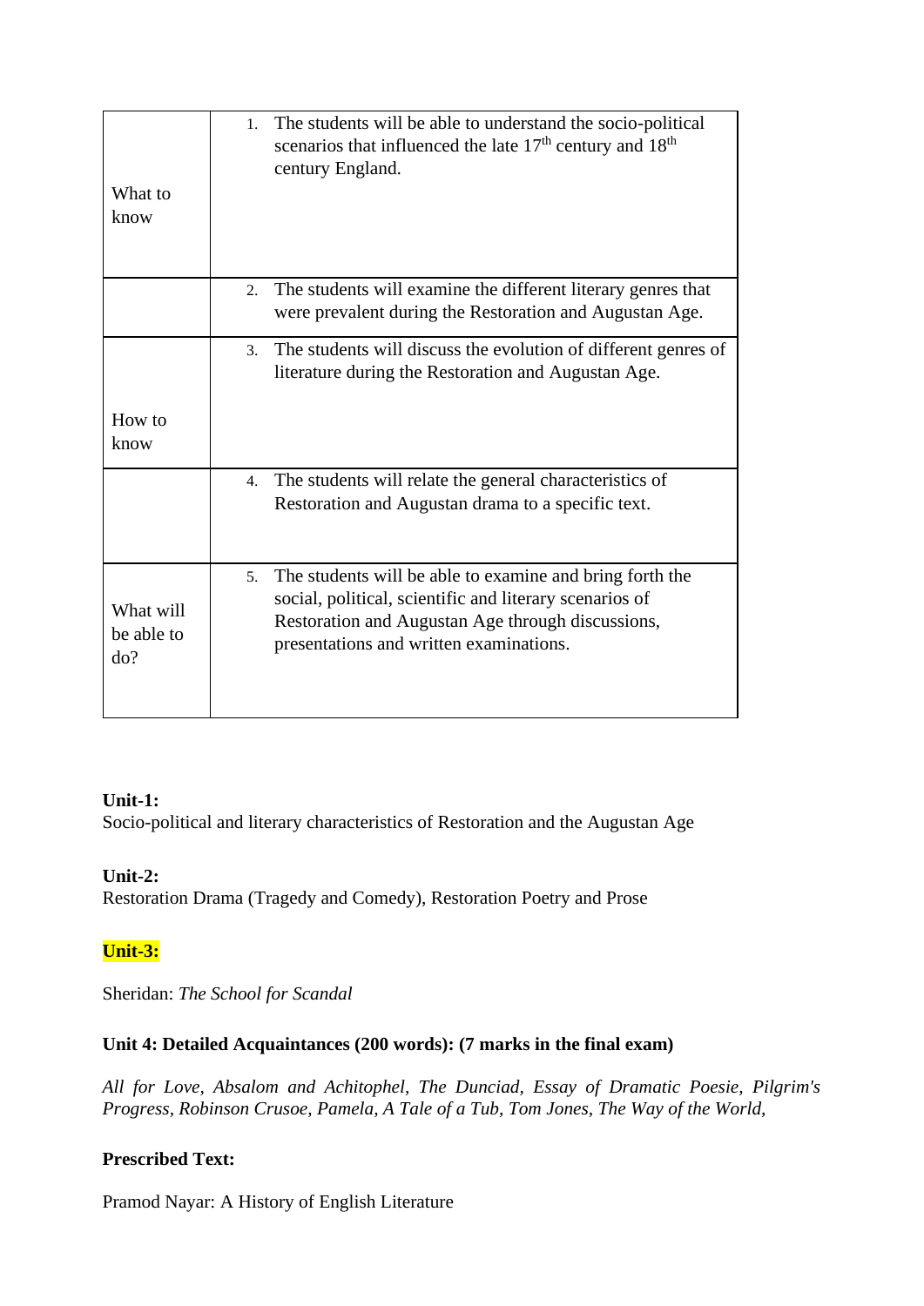| | |
|---|---|
| What to know | 1. The students will be able to understand the socio-political scenarios that influenced the late 17th century and 18th century England. |
| | 2. The students will examine the different literary genres that were prevalent during the Restoration and Augustan Age. |
| How to know | 3. The students will discuss the evolution of different genres of literature during the Restoration and Augustan Age. |
| | 4. The students will relate the general characteristics of Restoration and Augustan drama to a specific text. |
| What will be able to do? | 5. The students will be able to examine and bring forth the social, political, scientific and literary scenarios of Restoration and Augustan Age through discussions, presentations and written examinations. |

**Unit-1:**
Socio-political and literary characteristics of Restoration and the Augustan Age

**Unit-2:**
Restoration Drama (Tragedy and Comedy), Restoration Poetry and Prose

**Unit-3:**

Sheridan: *The School for Scandal*

**Unit 4: Detailed Acquaintances (200 words): (7 marks in the final exam)**

*All for Love, Absalom and Achitophel, The Dunciad, Essay of Dramatic Poesie, Pilgrim's Progress, Robinson Crusoe, Pamela, A Tale of a Tub, Tom Jones, The Way of the World,*

**Prescribed Text:**

Pramod Nayar: A History of English Literature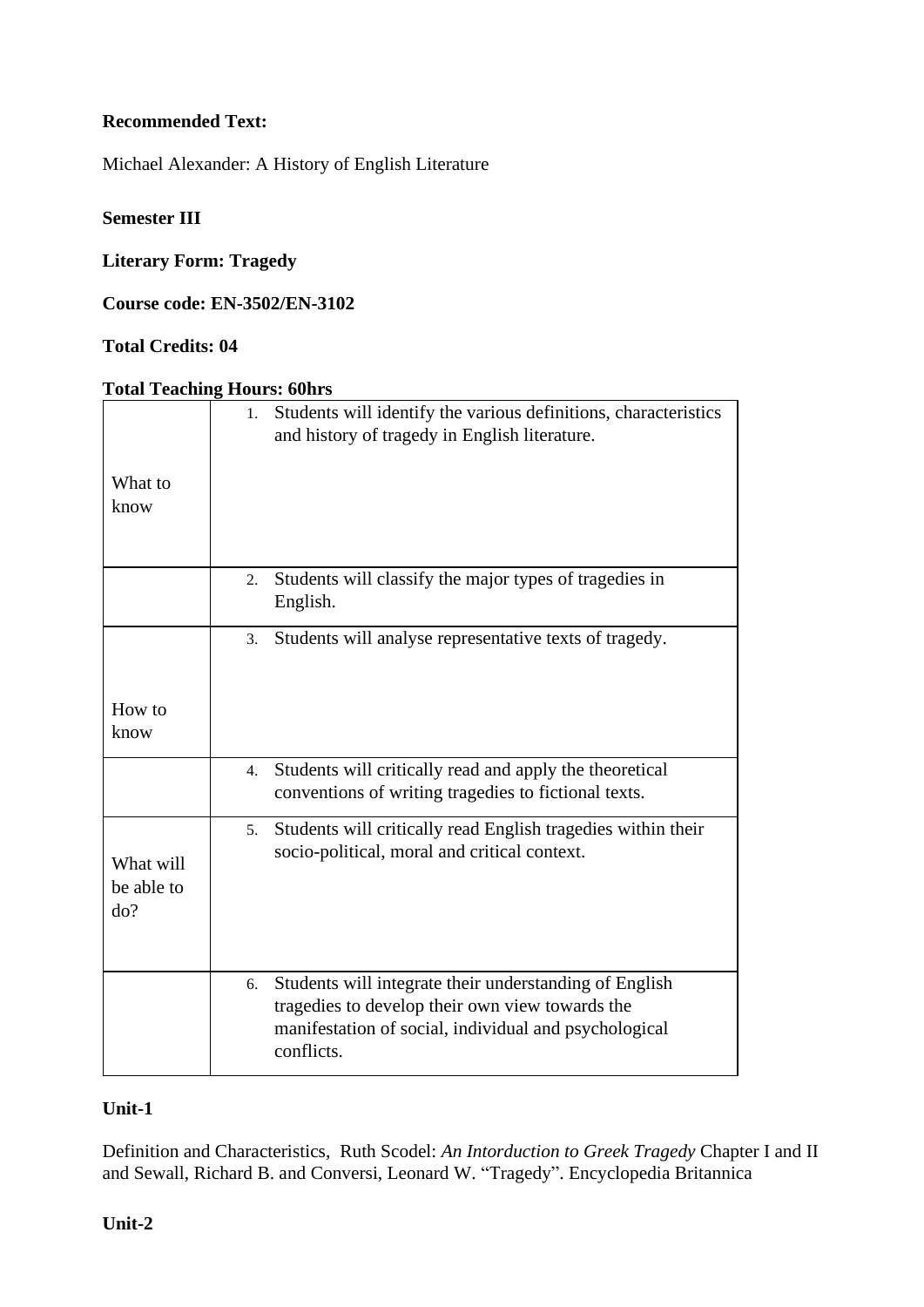**Recommended Text:**

Michael Alexander: A History of English Literature

**Semester III**

**Literary Form: Tragedy**

**Course code: EN-3502/EN-3102**

**Total Credits: 04**

**Total Teaching Hours: 60hrs**

| | |
|---|---|
| What to know | 1. Students will identify the various definitions, characteristics and history of tragedy in English literature. |
| | 2. Students will classify the major types of tragedies in English. |
| How to know | 3. Students will analyse representative texts of tragedy. |
| | 4. Students will critically read and apply the theoretical conventions of writing tragedies to fictional texts. |
| What will be able to do? | 5. Students will critically read English tragedies within their socio-political, moral and critical context. |
| | 6. Students will integrate their understanding of English tragedies to develop their own view towards the manifestation of social, individual and psychological conflicts. |

**Unit-1**

Definition and Characteristics, Ruth Scodel: *An Intorduction to Greek Tragedy* Chapter I and II and Sewall, Richard B. and Conversi, Leonard W. "Tragedy". Encyclopedia Britannica

**Unit-2**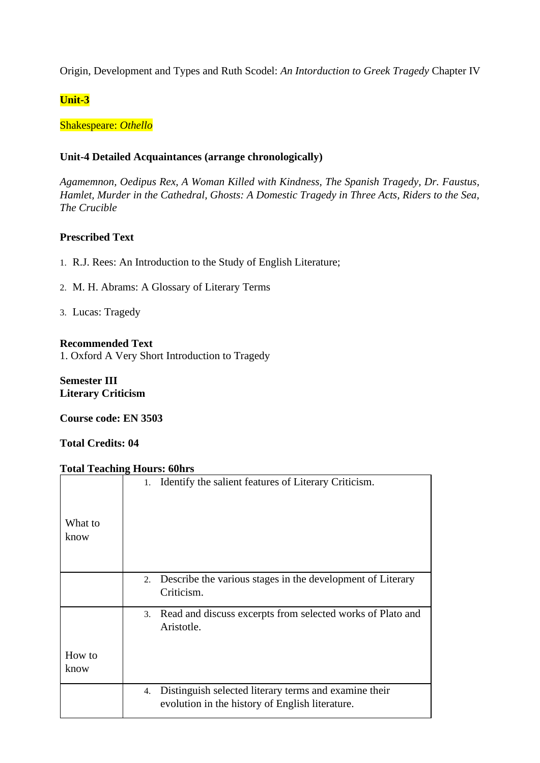Origin, Development and Types and Ruth Scodel: *An Intorduction to Greek Tragedy* Chapter IV

**Unit-3**

Shakespeare: *Othello*

**Unit-4 Detailed Acquaintances (arrange chronologically)**

*Agamemnon, Oedipus Rex, A Woman Killed with Kindness, The Spanish Tragedy, Dr. Faustus, Hamlet, Murder in the Cathedral, Ghosts: A Domestic Tragedy in Three Acts, Riders to the Sea, The Crucible*

**Prescribed Text**

1. R.J. Rees: An Introduction to the Study of English Literature;
2. M. H. Abrams: A Glossary of Literary Terms
3. Lucas: Tragedy

**Recommended Text**
1. Oxford A Very Short Introduction to Tragedy

**Semester III**
**Literary Criticism**

**Course code: EN 3503**

**Total Credits: 04**

**Total Teaching Hours: 60hrs**

| | |
|---|---|
| What to know | 1. Identify the salient features of Literary Criticism. |
| | 2. Describe the various stages in the development of Literary Criticism. |
| How to know | 3. Read and discuss excerpts from selected works of Plato and Aristotle. |
| | 4. Distinguish selected literary terms and examine their evolution in the history of English literature. |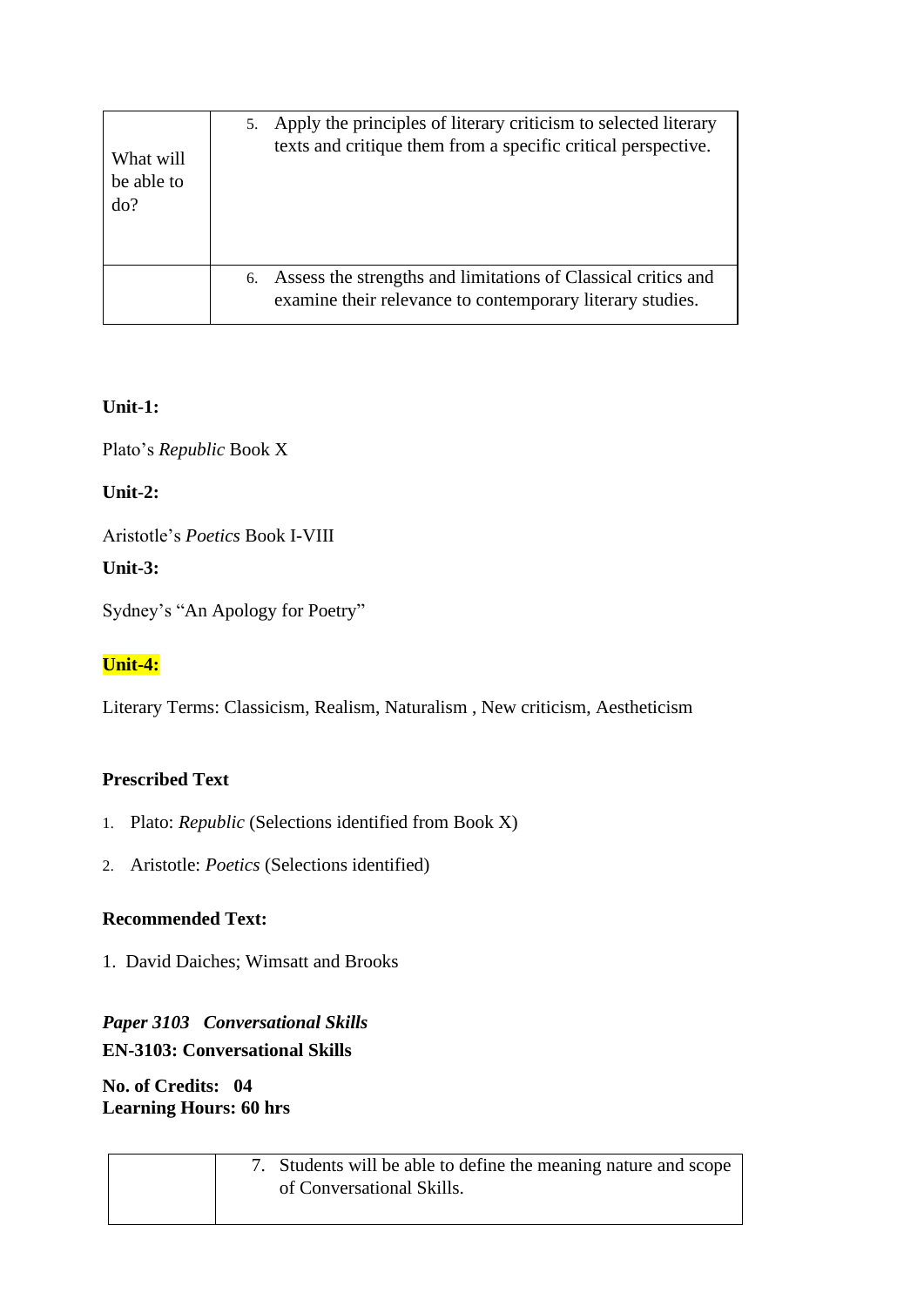| What will be able to do? | 5. Apply the principles of literary criticism to selected literary texts and critique them from a specific critical perspective. |
|---|---|
| | 6. Assess the strengths and limitations of Classical critics and examine their relevance to contemporary literary studies. |

**Unit-1:**

Plato's *Republic* Book X

**Unit-2:**

Aristotle's *Poetics* Book I-VIII

**Unit-3:**

Sydney's "An Apology for Poetry"

**Unit-4:**

Literary Terms: Classicism, Realism, Naturalism , New criticism, Aestheticism

**Prescribed Text**

1. Plato: *Republic* (Selections identified from Book X)
2. Aristotle: *Poetics* (Selections identified)

**Recommended Text:**

1. David Daiches; Wimsatt and Brooks

***Paper 3103 Conversational Skills***

**EN-3103: Conversational Skills**

**No. of Credits: 04**
**Learning Hours: 60 hrs**

| | 7. Students will be able to define the meaning nature and scope of Conversational Skills. |
|---|---|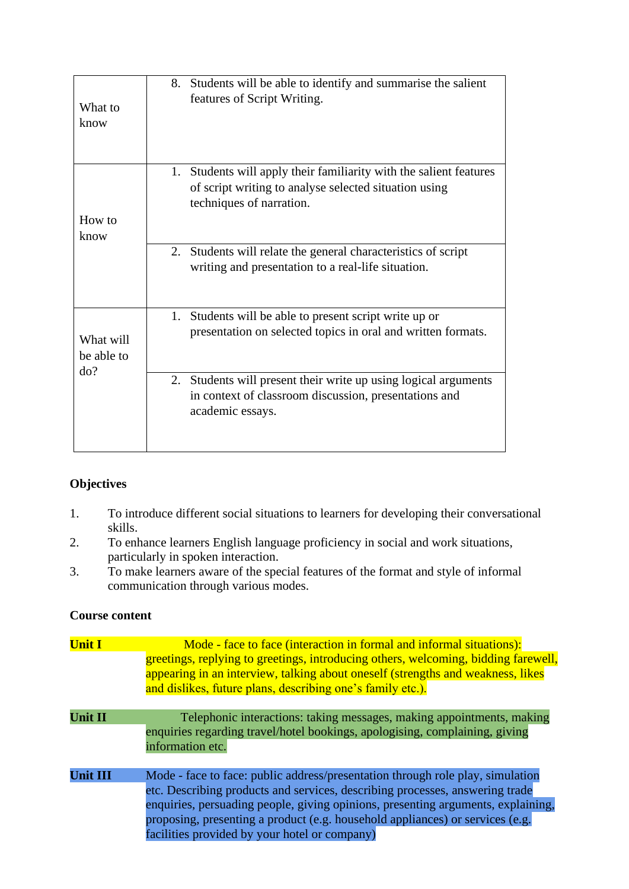| | |
|---|---|
| What to know | 8. Students will be able to identify and summarise the salient features of Script Writing. |
| How to know | 1. Students will apply their familiarity with the salient features of script writing to analyse selected situation using techniques of narration. |
| | 2. Students will relate the general characteristics of script writing and presentation to a real-life situation. |
| What will be able to do? | 1. Students will be able to present script write up or presentation on selected topics in oral and written formats. |
| | 2. Students will present their write up using logical arguments in context of classroom discussion, presentations and academic essays. |

**Objectives**

1. To introduce different social situations to learners for developing their conversational skills.
2. To enhance learners English language proficiency in social and work situations, particularly in spoken interaction.
3. To make learners aware of the special features of the format and style of informal communication through various modes.

**Course content**

**Unit I** Mode - face to face (interaction in formal and informal situations): greetings, replying to greetings, introducing others, welcoming, bidding farewell, appearing in an interview, talking about oneself (strengths and weakness, likes and dislikes, future plans, describing one's family etc.).

**Unit II** Telephonic interactions: taking messages, making appointments, making enquiries regarding travel/hotel bookings, apologising, complaining, giving information etc.

**Unit III** Mode - face to face: public address/presentation through role play, simulation etc. Describing products and services, describing processes, answering trade enquiries, persuading people, giving opinions, presenting arguments, explaining, proposing, presenting a product (e.g. household appliances) or services (e.g. facilities provided by your hotel or company)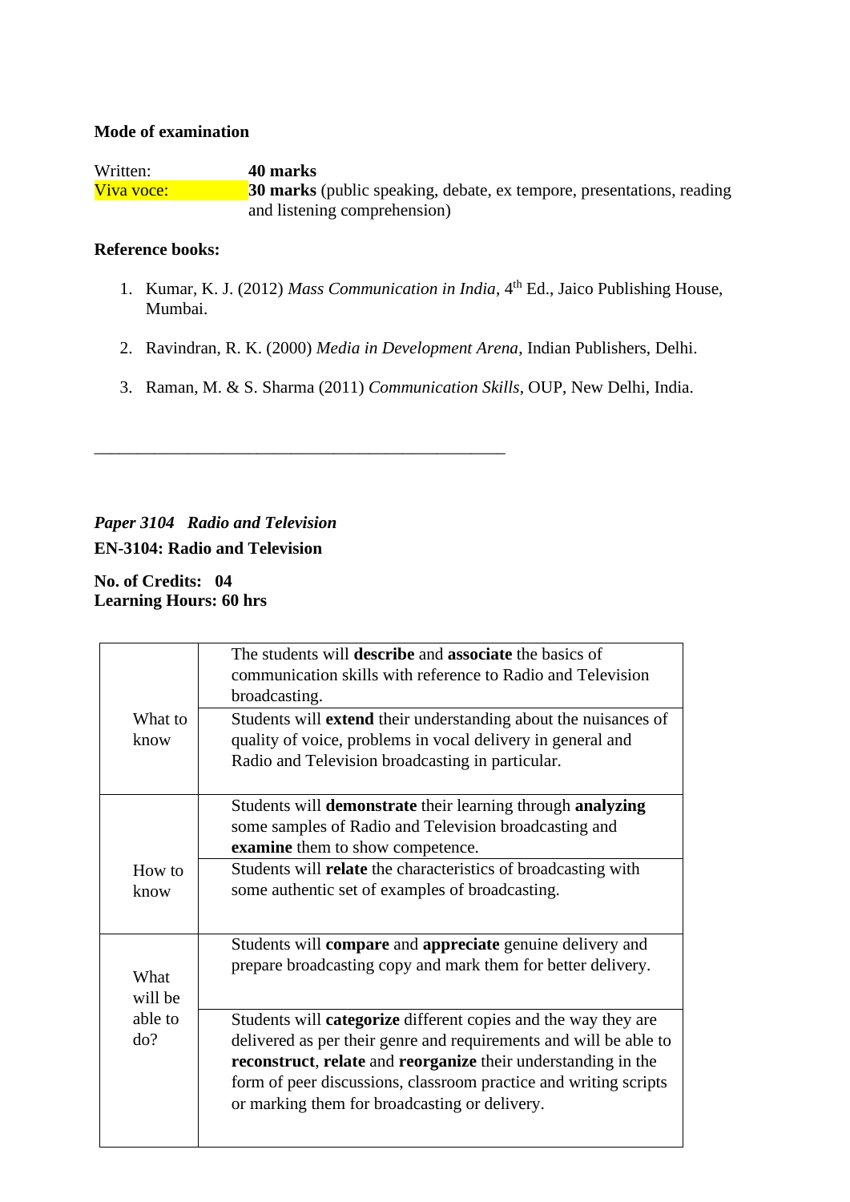**Mode of examination**

Written: **40 marks**
Viva voce: **30 marks** (public speaking, debate, ex tempore, presentations, reading and listening comprehension)

**Reference books:**

1. Kumar, K. J. (2012) *Mass Communication in India*, 4th Ed., Jaico Publishing House, Mumbai.

2. Ravindran, R. K. (2000) *Media in Development Arena*, Indian Publishers, Delhi.

3. Raman, M. & S. Sharma (2011) *Communication Skills*, OUP, New Delhi, India.

___

***Paper 3104 Radio and Television***

**EN-3104: Radio and Television**

**No. of Credits: 04**
**Learning Hours: 60 hrs**

| | |
|---|---|
| What to know | The students will **describe** and **associate** the basics of communication skills with reference to Radio and Television broadcasting. |
| | Students will **extend** their understanding about the nuisances of quality of voice, problems in vocal delivery in general and Radio and Television broadcasting in particular. |
| How to know | Students will **demonstrate** their learning through **analyzing** some samples of Radio and Television broadcasting and **examine** them to show competence. |
| | Students will **relate** the characteristics of broadcasting with some authentic set of examples of broadcasting. |
| What will be able to do? | Students will **compare** and **appreciate** genuine delivery and prepare broadcasting copy and mark them for better delivery. |
| | Students will **categorize** different copies and the way they are delivered as per their genre and requirements and will be able to **reconstruct**, **relate** and **reorganize** their understanding in the form of peer discussions, classroom practice and writing scripts or marking them for broadcasting or delivery. |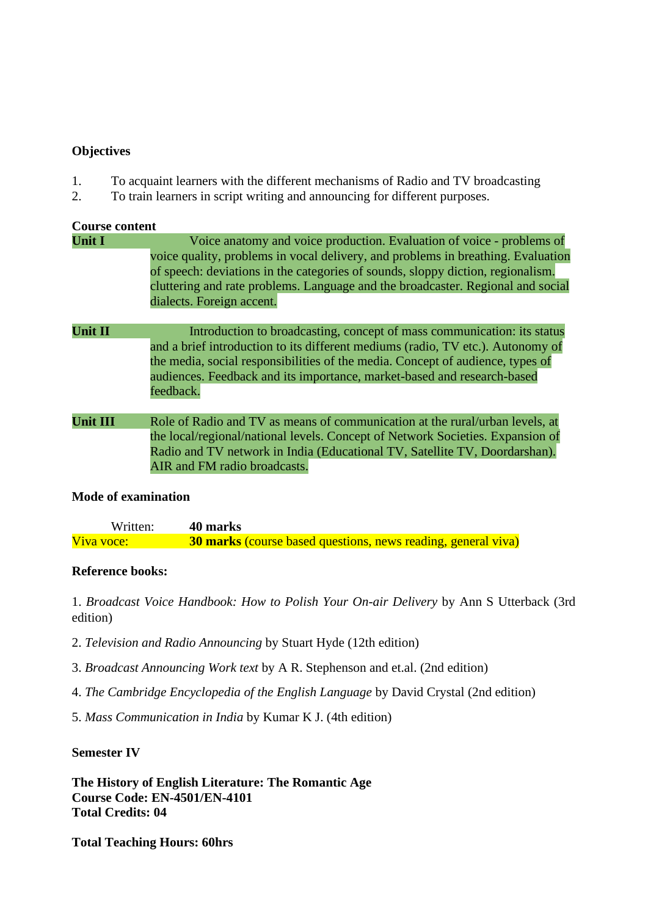**Objectives**

1. To acquaint learners with the different mechanisms of Radio and TV broadcasting
2. To train learners in script writing and announcing for different purposes.

**Course content**

**Unit I** Voice anatomy and voice production. Evaluation of voice - problems of voice quality, problems in vocal delivery, and problems in breathing. Evaluation of speech: deviations in the categories of sounds, sloppy diction, regionalism. cluttering and rate problems. Language and the broadcaster. Regional and social dialects. Foreign accent.

**Unit II** Introduction to broadcasting, concept of mass communication: its status and a brief introduction to its different mediums (radio, TV etc.). Autonomy of the media, social responsibilities of the media. Concept of audience, types of audiences. Feedback and its importance, market-based and research-based feedback.

**Unit III** Role of Radio and TV as means of communication at the rural/urban levels, at the local/regional/national levels. Concept of Network Societies. Expansion of Radio and TV network in India (Educational TV, Satellite TV, Doordarshan). AIR and FM radio broadcasts.

**Mode of examination**

Written: **40 marks**
Viva voce: **30 marks** (course based questions, news reading, general viva)

**Reference books:**

1. *Broadcast Voice Handbook: How to Polish Your On-air Delivery* by Ann S Utterback (3rd edition)

2. *Television and Radio Announcing* by Stuart Hyde (12th edition)

3. *Broadcast Announcing Work text* by A R. Stephenson and et.al. (2nd edition)

4. *The Cambridge Encyclopedia of the English Language* by David Crystal (2nd edition)

5. *Mass Communication in India* by Kumar K J. (4th edition)

**Semester IV**

**The History of English Literature: The Romantic Age**
**Course Code: EN-4501/EN-4101**
**Total Credits: 04**

**Total Teaching Hours: 60hrs**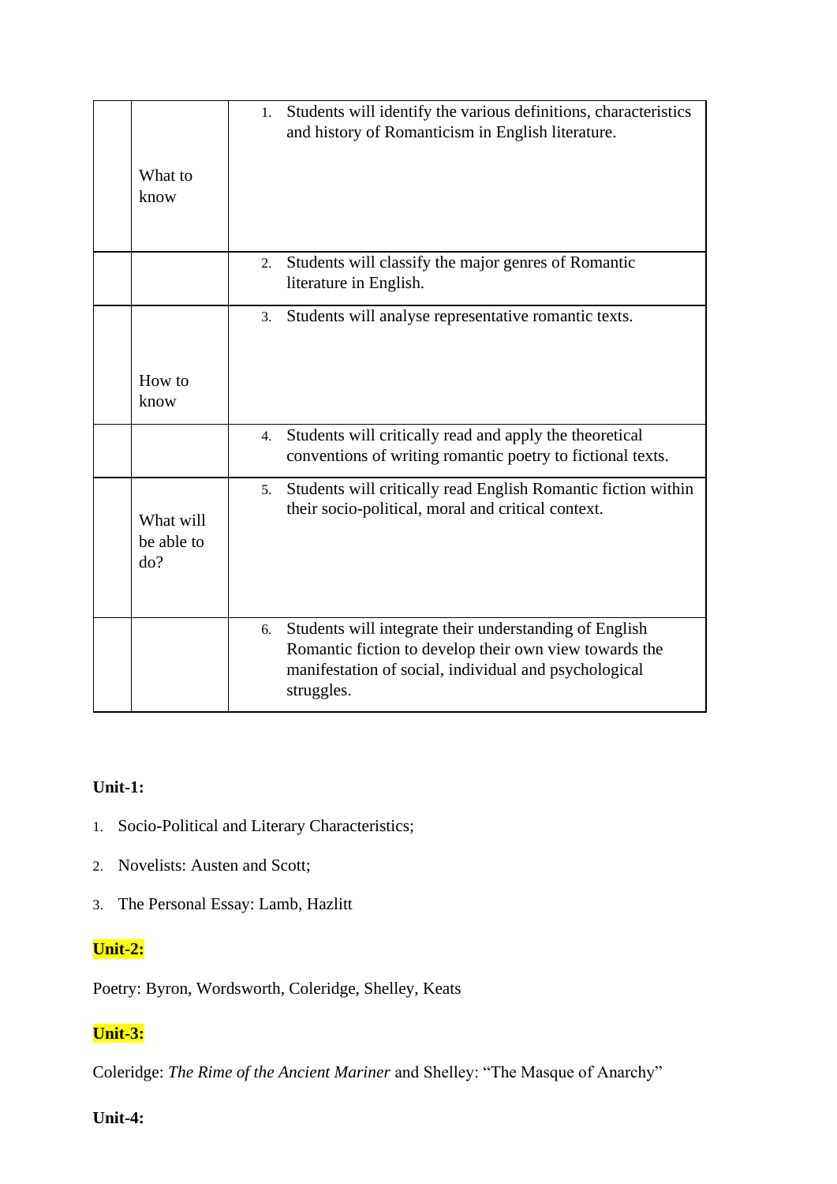|  |  |  |
| --- | --- | --- |
|  | What to know | 1. Students will identify the various definitions, characteristics and history of Romanticism in English literature. |
|  |  | 2. Students will classify the major genres of Romantic literature in English. |
|  | How to know | 3. Students will analyse representative romantic texts. |
|  |  | 4. Students will critically read and apply the theoretical conventions of writing romantic poetry to fictional texts. |
|  | What will be able to do? | 5. Students will critically read English Romantic fiction within their socio-political, moral and critical context. |
|  |  | 6. Students will integrate their understanding of English Romantic fiction to develop their own view towards the manifestation of social, individual and psychological struggles. |

**Unit-1:**

1. Socio-Political and Literary Characteristics;
2. Novelists: Austen and Scott;
3. The Personal Essay: Lamb, Hazlitt

**Unit-2:**

Poetry: Byron, Wordsworth, Coleridge, Shelley, Keats

**Unit-3:**

Coleridge: *The Rime of the Ancient Mariner* and Shelley: "The Masque of Anarchy"

**Unit-4:**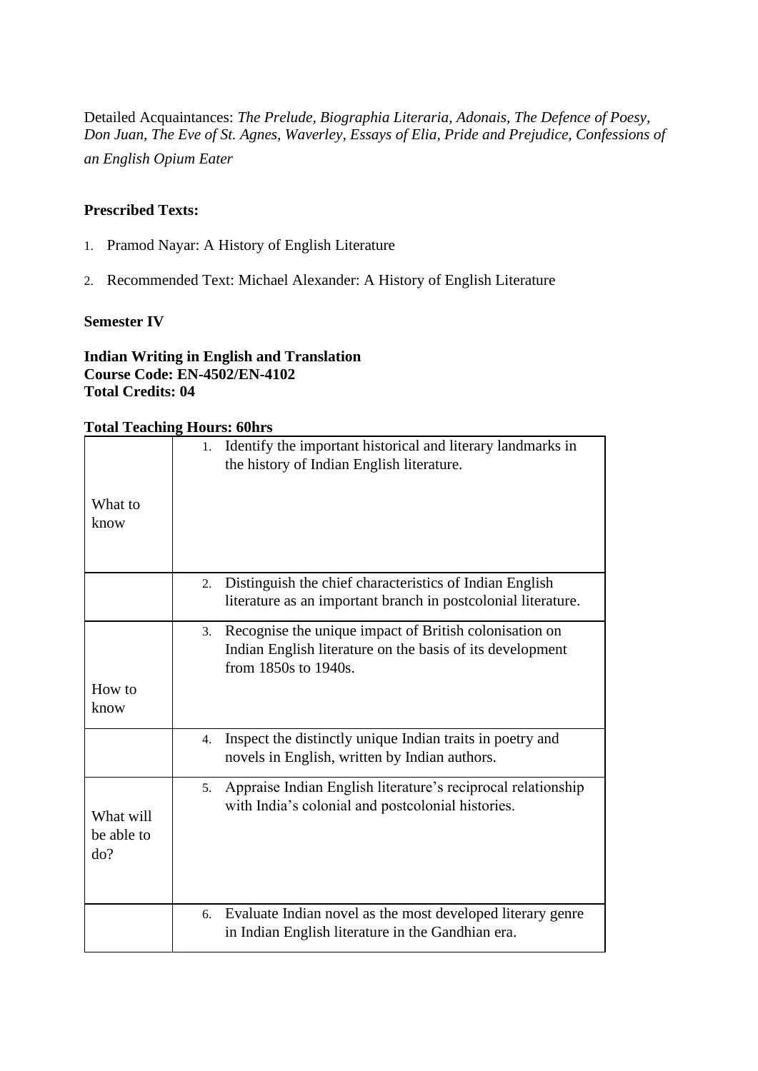Detailed Acquaintances: *The Prelude, Biographia Literaria, Adonais, The Defence of Poesy, Don Juan, The Eve of St. Agnes, Waverley, Essays of Elia, Pride and Prejudice, Confessions of an English Opium Eater*

**Prescribed Texts:**

1. Pramod Nayar: A History of English Literature
2. Recommended Text: Michael Alexander: A History of English Literature

**Semester IV**

**Indian Writing in English and Translation**
**Course Code: EN-4502/EN-4102**
**Total Credits: 04**

**Total Teaching Hours: 60hrs**

| | |
|---|---|
| What to know | 1. Identify the important historical and literary landmarks in the history of Indian English literature. |
| | 2. Distinguish the chief characteristics of Indian English literature as an important branch in postcolonial literature. |
| How to know | 3. Recognise the unique impact of British colonisation on Indian English literature on the basis of its development from 1850s to 1940s. |
| | 4. Inspect the distinctly unique Indian traits in poetry and novels in English, written by Indian authors. |
| What will be able to do? | 5. Appraise Indian English literature's reciprocal relationship with India's colonial and postcolonial histories. |
| | 6. Evaluate Indian novel as the most developed literary genre in Indian English literature in the Gandhian era. |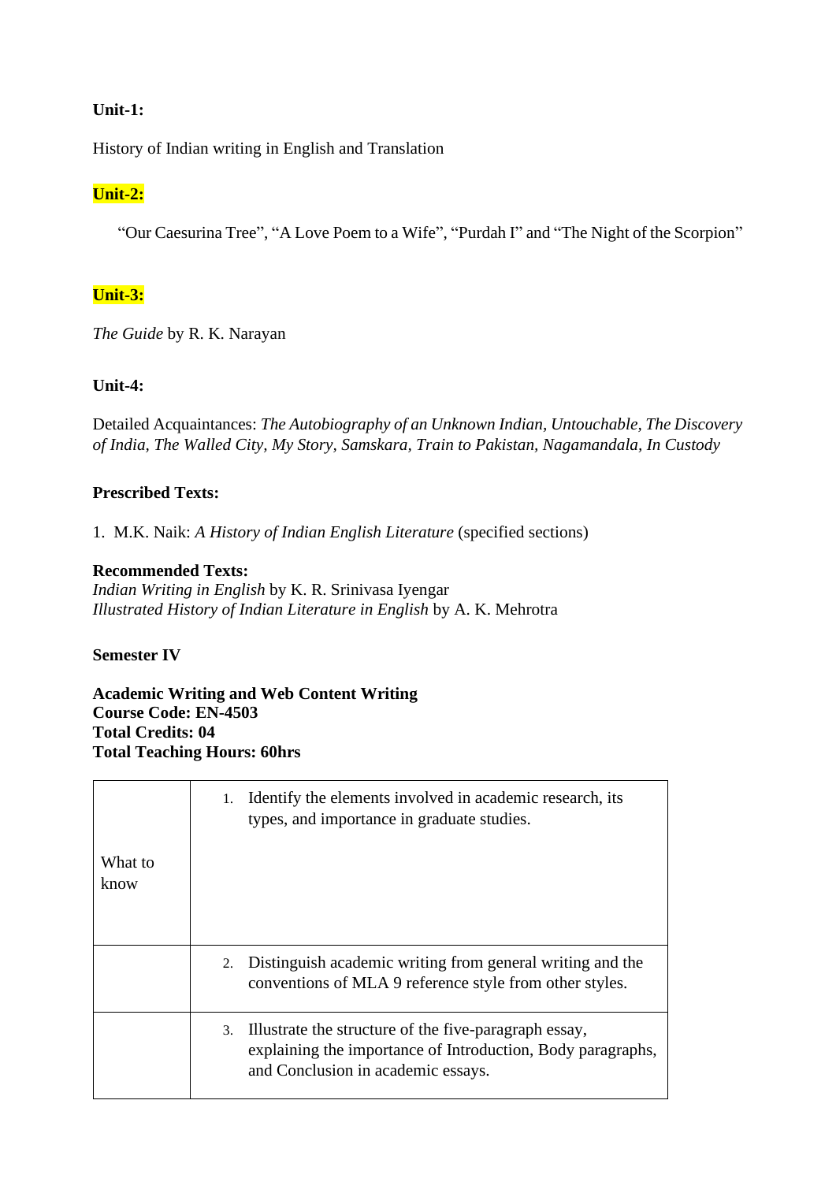**Unit-1:**

History of Indian writing in English and Translation

**Unit-2:**

"Our Caesurina Tree", "A Love Poem to a Wife", "Purdah I" and "The Night of the Scorpion"

**Unit-3:**

*The Guide* by R. K. Narayan

**Unit-4:**

Detailed Acquaintances: *The Autobiography of an Unknown Indian, Untouchable, The Discovery of India, The Walled City, My Story, Samskara, Train to Pakistan, Nagamandala, In Custody*

**Prescribed Texts:**

1. M.K. Naik: *A History of Indian English Literature* (specified sections)

**Recommended Texts:**
*Indian Writing in English* by K. R. Srinivasa Iyengar
*Illustrated History of Indian Literature in English* by A. K. Mehrotra

**Semester IV**

**Academic Writing and Web Content Writing**
**Course Code: EN-4503**
**Total Credits: 04**
**Total Teaching Hours: 60hrs**

| | |
|---|---|
| What to know | 1. Identify the elements involved in academic research, its types, and importance in graduate studies. |
| | 2. Distinguish academic writing from general writing and the conventions of MLA 9 reference style from other styles. |
| | 3. Illustrate the structure of the five-paragraph essay, explaining the importance of Introduction, Body paragraphs, and Conclusion in academic essays. |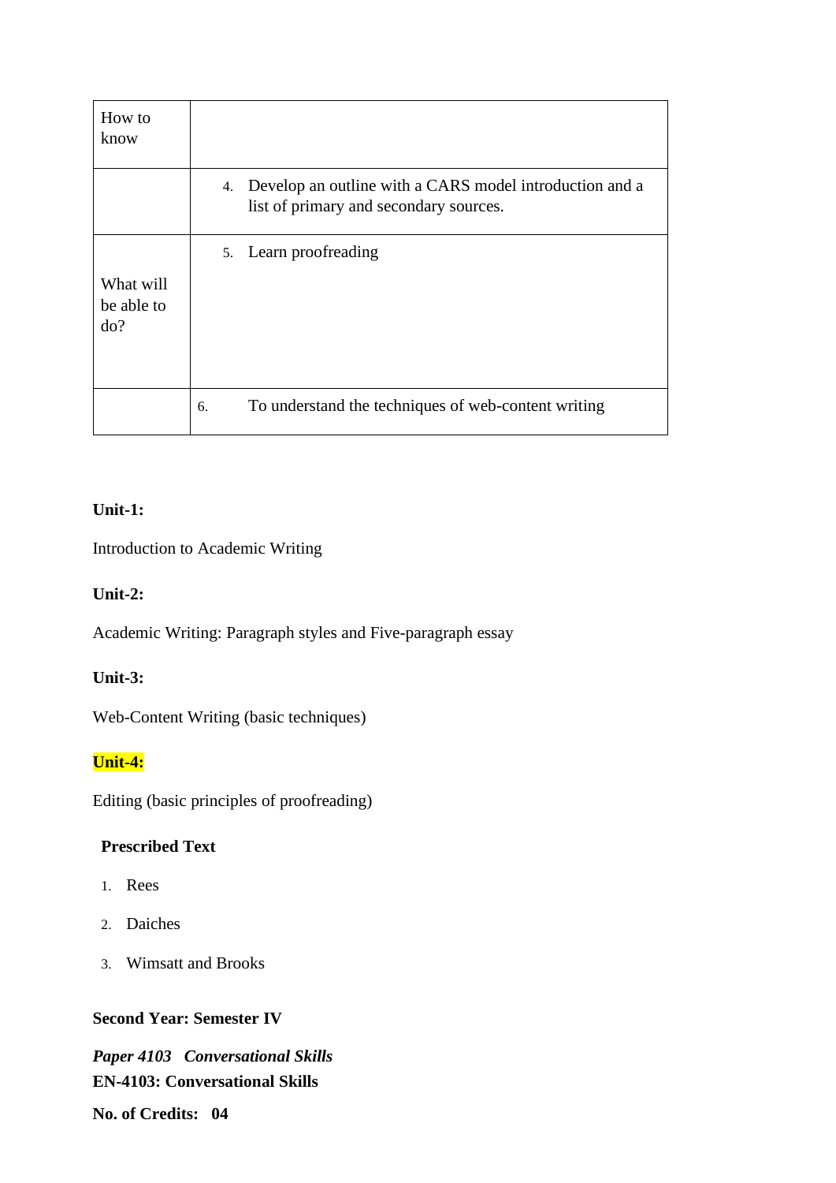| How to know | |
|---|---|
| | 4. Develop an outline with a CARS model introduction and a list of primary and secondary sources. |
| What will be able to do? | 5. Learn proofreading |
| | 6. To understand the techniques of web-content writing |

**Unit-1:**

Introduction to Academic Writing

**Unit-2:**

Academic Writing: Paragraph styles and Five-paragraph essay

**Unit-3:**

Web-Content Writing (basic techniques)

**Unit-4:**

Editing (basic principles of proofreading)

**Prescribed Text**

1. Rees
2. Daiches
3. Wimsatt and Brooks

**Second Year: Semester IV**

***Paper 4103 Conversational Skills***

**EN-4103: Conversational Skills**

**No. of Credits: 04**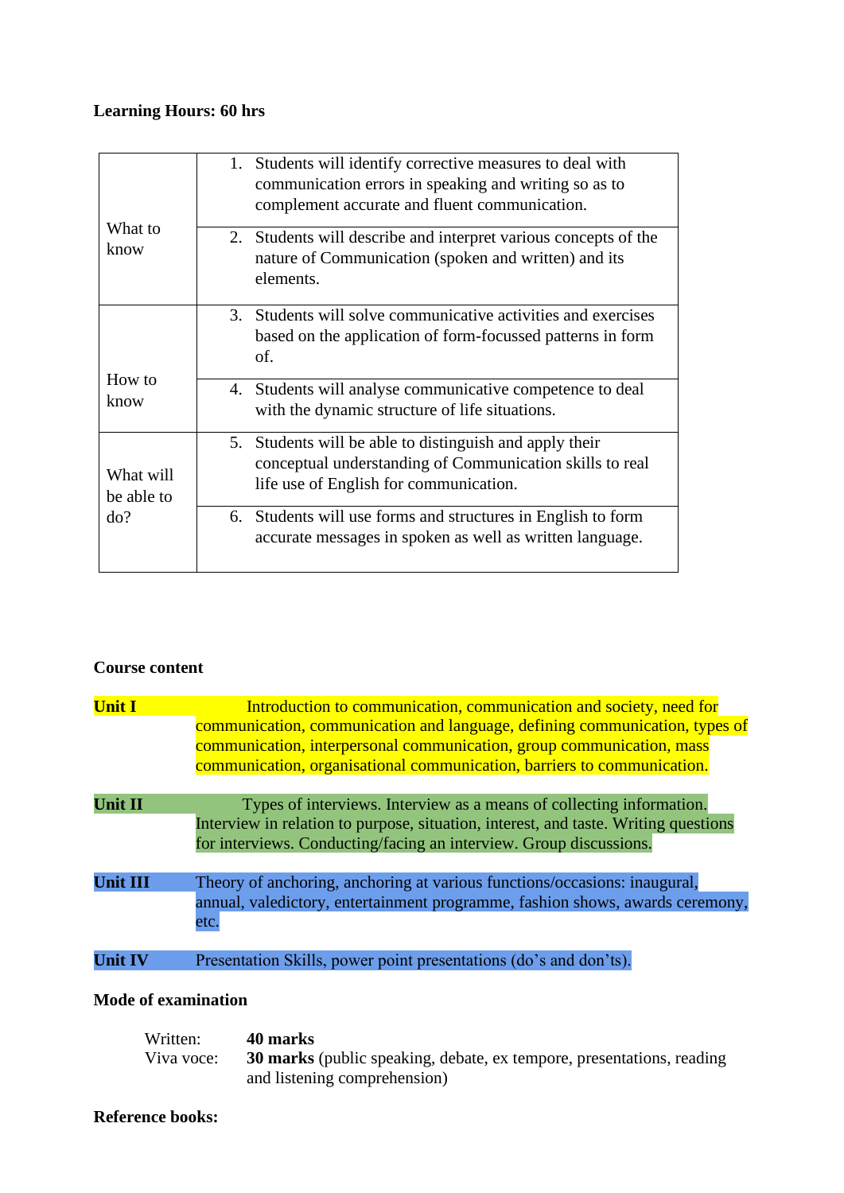**Learning Hours: 60 hrs**

| | |
|---|---|
| What to know | 1. Students will identify corrective measures to deal with communication errors in speaking and writing so as to complement accurate and fluent communication. |
| | 2. Students will describe and interpret various concepts of the nature of Communication (spoken and written) and its elements. |
| How to know | 3. Students will solve communicative activities and exercises based on the application of form-focussed patterns in form of. |
| | 4. Students will analyse communicative competence to deal with the dynamic structure of life situations. |
| What will be able to do? | 5. Students will be able to distinguish and apply their conceptual understanding of Communication skills to real life use of English for communication. |
| | 6. Students will use forms and structures in English to form accurate messages in spoken as well as written language. |

**Course content**

**Unit I** Introduction to communication, communication and society, need for communication, communication and language, defining communication, types of communication, interpersonal communication, group communication, mass communication, organisational communication, barriers to communication.

**Unit II** Types of interviews. Interview as a means of collecting information. Interview in relation to purpose, situation, interest, and taste. Writing questions for interviews. Conducting/facing an interview. Group discussions.

**Unit III** Theory of anchoring, anchoring at various functions/occasions: inaugural, annual, valedictory, entertainment programme, fashion shows, awards ceremony, etc.

**Unit IV** Presentation Skills, power point presentations (do's and don'ts).

**Mode of examination**

Written: **40 marks**
Viva voce: **30 marks** (public speaking, debate, ex tempore, presentations, reading and listening comprehension)

**Reference books:**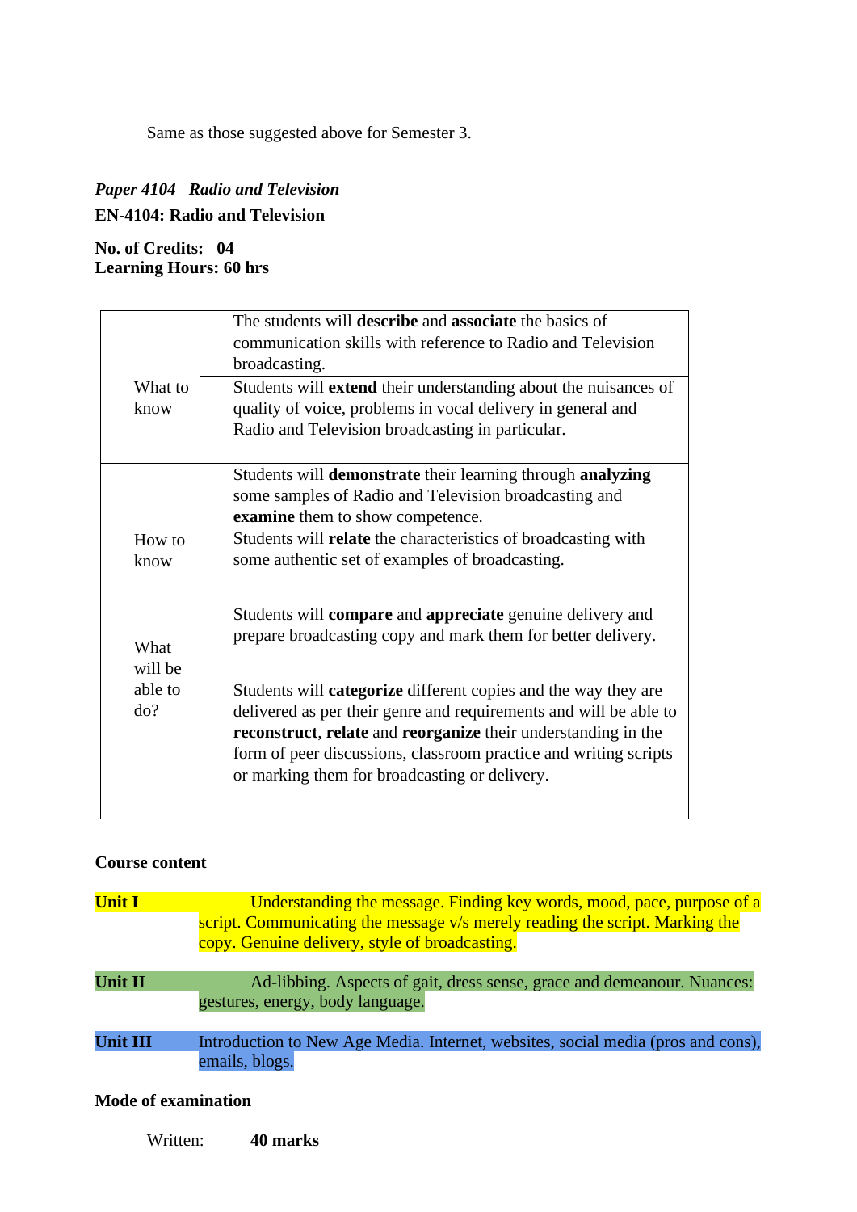Same as those suggested above for Semester 3.

*Paper 4104 Radio and Television*

**EN-4104: Radio and Television**

**No. of Credits: 04**
**Learning Hours: 60 hrs**

| | |
|---|---|
| What to know | The students will **describe** and **associate** the basics of communication skills with reference to Radio and Television broadcasting. |
| | Students will **extend** their understanding about the nuisances of quality of voice, problems in vocal delivery in general and Radio and Television broadcasting in particular. |
| How to know | Students will **demonstrate** their learning through **analyzing** some samples of Radio and Television broadcasting and **examine** them to show competence. |
| | Students will **relate** the characteristics of broadcasting with some authentic set of examples of broadcasting. |
| What will be able to do? | Students will **compare** and **appreciate** genuine delivery and prepare broadcasting copy and mark them for better delivery. |
| | Students will **categorize** different copies and the way they are delivered as per their genre and requirements and will be able to **reconstruct**, **relate** and **reorganize** their understanding in the form of peer discussions, classroom practice and writing scripts or marking them for broadcasting or delivery. |

**Course content**

**Unit I** Understanding the message. Finding key words, mood, pace, purpose of a script. Communicating the message v/s merely reading the script. Marking the copy. Genuine delivery, style of broadcasting.

**Unit II** Ad-libbing. Aspects of gait, dress sense, grace and demeanour. Nuances: gestures, energy, body language.

**Unit III** Introduction to New Age Media. Internet, websites, social media (pros and cons), emails, blogs.

**Mode of examination**

Written: **40 marks**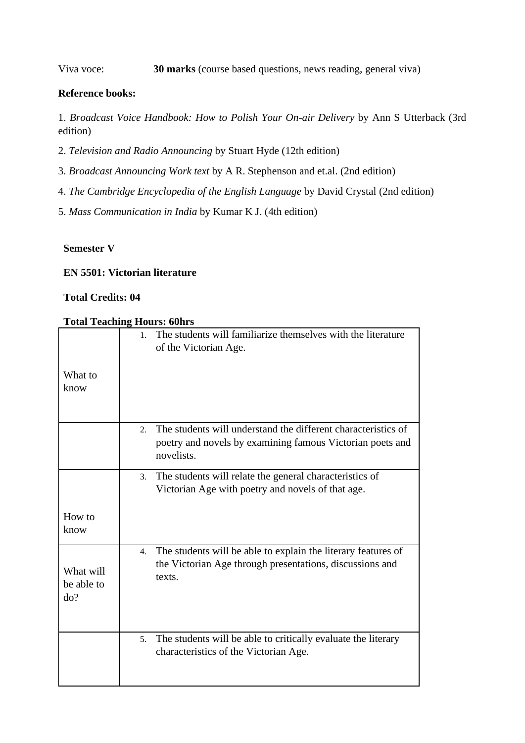Viva voce: **30 marks** (course based questions, news reading, general viva)

**Reference books:**

1. *Broadcast Voice Handbook: How to Polish Your On-air Delivery* by Ann S Utterback (3rd edition)

2. *Television and Radio Announcing* by Stuart Hyde (12th edition)

3. *Broadcast Announcing Work text* by A R. Stephenson and et.al. (2nd edition)

4. *The Cambridge Encyclopedia of the English Language* by David Crystal (2nd edition)

5. *Mass Communication in India* by Kumar K J. (4th edition)

**Semester V**

**EN 5501: Victorian literature**

**Total Credits: 04**

**Total Teaching Hours: 60hrs**

| | |
|---|---|
| What to know | 1. The students will familiarize themselves with the literature of the Victorian Age. |
| | 2. The students will understand the different characteristics of poetry and novels by examining famous Victorian poets and novelists. |
| How to know | 3. The students will relate the general characteristics of Victorian Age with poetry and novels of that age. |
| What will be able to do? | 4. The students will be able to explain the literary features of the Victorian Age through presentations, discussions and texts. |
| | 5. The students will be able to critically evaluate the literary characteristics of the Victorian Age. |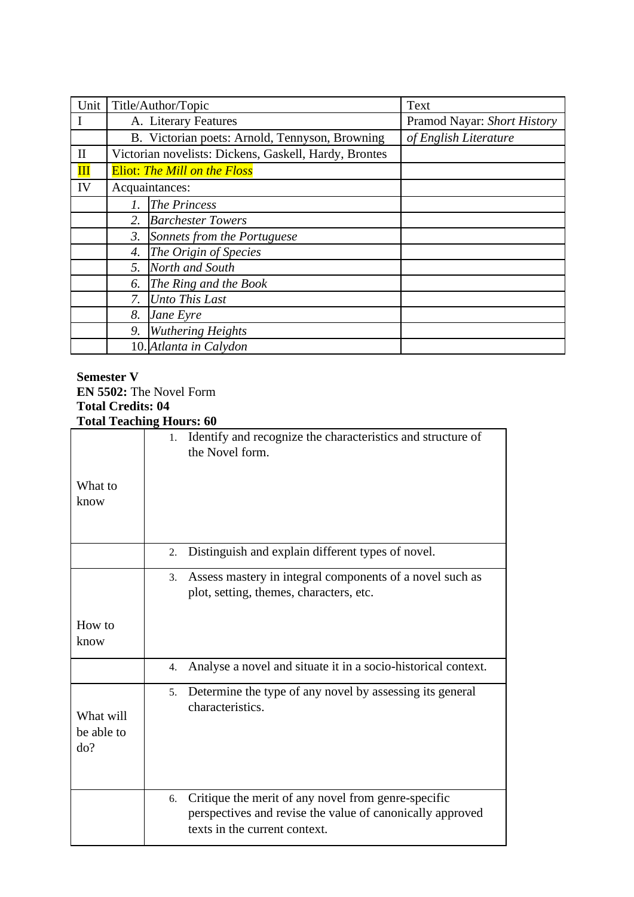| Unit | Title/Author/Topic | Text |
|---|---|---|
| I | A. Literary Features | Pramod Nayar: *Short History* |
| | B. Victorian poets: Arnold, Tennyson, Browning | *of English Literature* |
| II | Victorian novelists: Dickens, Gaskell, Hardy, Brontes | |
| III | Eliot: *The Mill on the Floss* | |
| IV | Acquaintances: | |
| | *1. The Princess* | |
| | *2. Barchester Towers* | |
| | *3. Sonnets from the Portuguese* | |
| | *4. The Origin of Species* | |
| | *5. North and South* | |
| | *6. The Ring and the Book* | |
| | *7. Unto This Last* | |
| | *8. Jane Eyre* | |
| | *9. Wuthering Heights* | |
| | 10. *Atlanta in Calydon* | |

**Semester V**
**EN 5502:** The Novel Form
**Total Credits: 04**
**Total Teaching Hours: 60**

| | |
|---|---|
| What to know | 1. Identify and recognize the characteristics and structure of the Novel form. |
| | 2. Distinguish and explain different types of novel. |
| How to know | 3. Assess mastery in integral components of a novel such as plot, setting, themes, characters, etc. |
| | 4. Analyse a novel and situate it in a socio-historical context. |
| What will be able to do? | 5. Determine the type of any novel by assessing its general characteristics. |
| | 6. Critique the merit of any novel from genre-specific perspectives and revise the value of canonically approved texts in the current context. |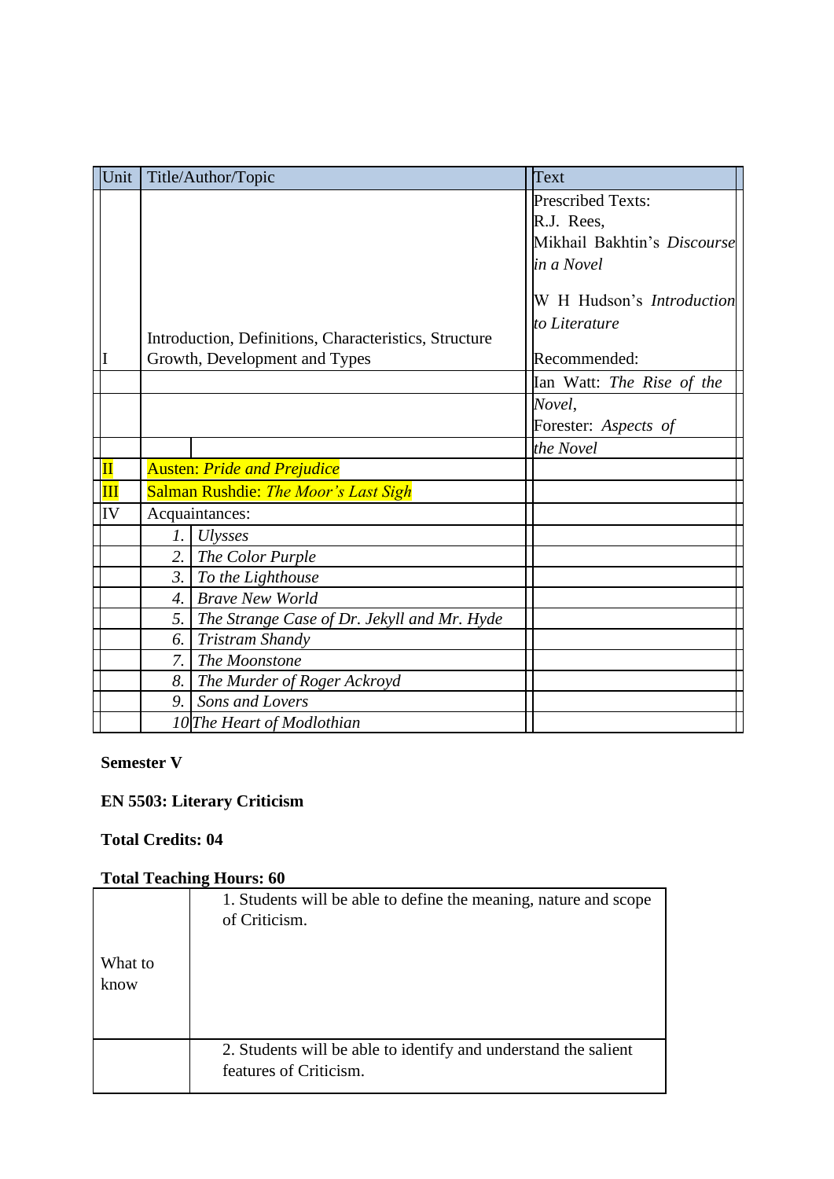| Unit | Title/Author/Topic | | Text |
|---|---|---|---|
| I | Introduction, Definitions, Characteristics, Structure Growth, Development and Types | | Prescribed Texts: R.J. Rees, Mikhail Bakhtin's *Discourse in a Novel* W H Hudson's *Introduction to Literature* Recommended: |
| | | | Ian Watt: *The Rise of the* |
| | | | *Novel*, Forester: *Aspects of* |
| | | | *the Novel* |
| II | Austen: *Pride and Prejudice* | | |
| III | Salman Rushdie: *The Moor's Last Sigh* | | |
| IV | Acquaintances: | | |
| | 1. | *Ulysses* | |
| | 2. | *The Color Purple* | |
| | 3. | *To the Lighthouse* | |
| | 4. | *Brave New World* | |
| | 5. | *The Strange Case of Dr. Jekyll and Mr. Hyde* | |
| | 6. | *Tristram Shandy* | |
| | 7. | *The Moonstone* | |
| | 8. | *The Murder of Roger Ackroyd* | |
| | 9. | *Sons and Lovers* | |
| | 10 | *The Heart of Modlothian* | |

**Semester V**

**EN 5503: Literary Criticism**

**Total Credits: 04**

**Total Teaching Hours: 60**

| | |
|---|---|
| What to know | 1. Students will be able to define the meaning, nature and scope of Criticism. |
| | 2. Students will be able to identify and understand the salient features of Criticism. |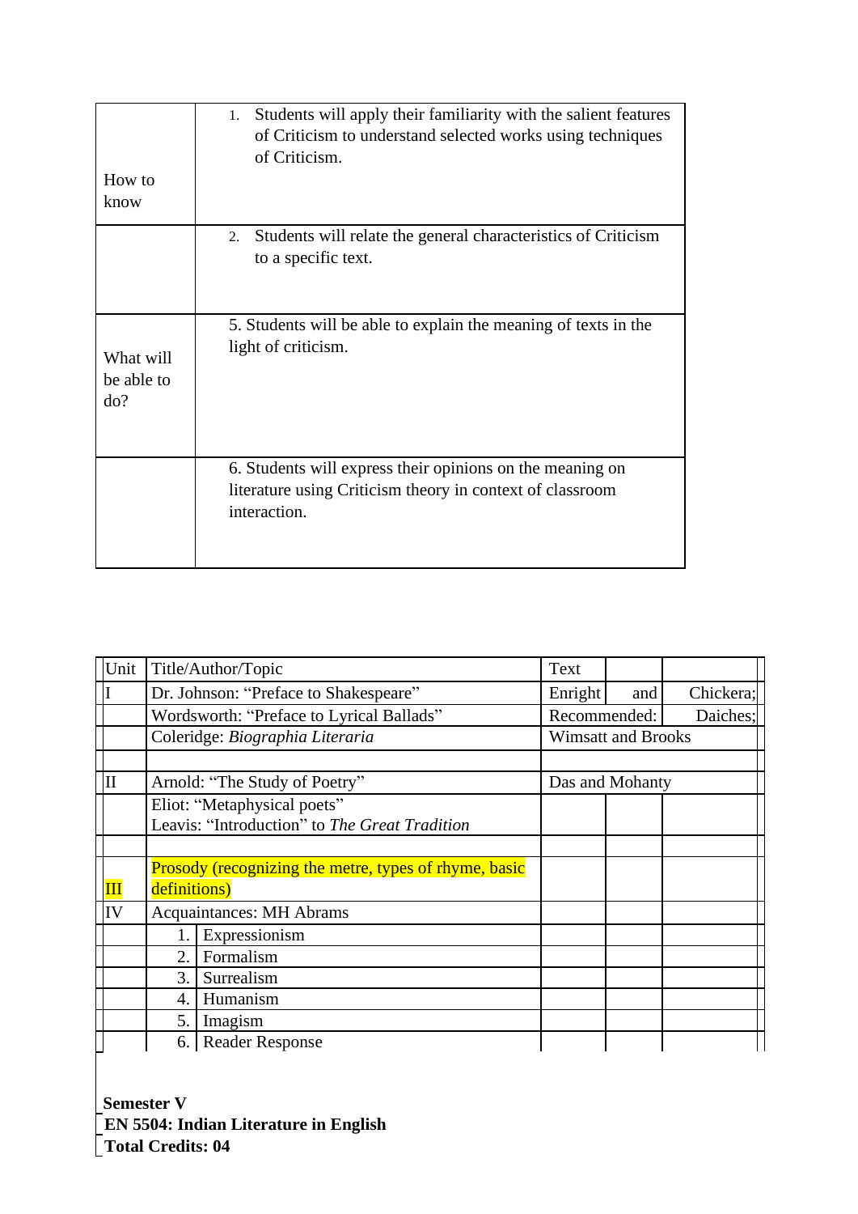| How to know | 1. Students will apply their familiarity with the salient features of Criticism to understand selected works using techniques of Criticism. |
|---|---|
| | 2. Students will relate the general characteristics of Criticism to a specific text. |
| What will be able to do? | 5. Students will be able to explain the meaning of texts in the light of criticism. |
| | 6. Students will express their opinions on the meaning on literature using Criticism theory in context of classroom interaction. |

| Unit | Title/Author/Topic | | Text | | |
|---|---|---|---|---|---|
| I | Dr. Johnson: "Preface to Shakespeare" | | Enright | and | Chickera; |
| | Wordsworth: "Preface to Lyrical Ballads" | | Recommended: | | Daiches; |
| | Coleridge: *Biographia Literaria* | | Wimsatt and Brooks | | |
| | | | | | |
| II | Arnold: "The Study of Poetry" | | Das and Mohanty | | |
| | Eliot: "Metaphysical poets"<br>Leavis: "Introduction" to *The Great Tradition* | | | | |
| | | | | | |
| III | Prosody (recognizing the metre, types of rhyme, basic definitions) | | | | |
| IV | Acquaintances: MH Abrams | | | | |
| | 1. | Expressionism | | | |
| | 2. | Formalism | | | |
| | 3. | Surrealism | | | |
| | 4. | Humanism | | | |
| | 5. | Imagism | | | |
| | 6. | Reader Response | | | |

**Semester V**
**EN 5504: Indian Literature in English**
**Total Credits: 04**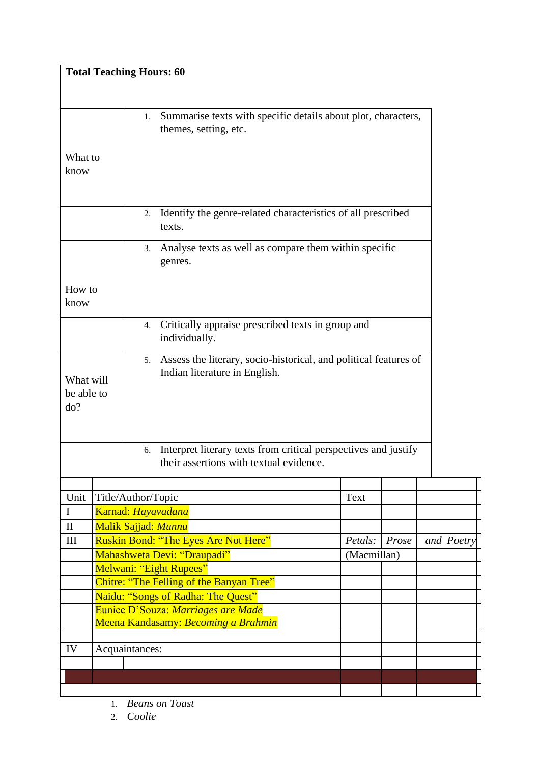**Total Teaching Hours: 60**

| | |
|---|---|
| What to know | 1. Summarise texts with specific details about plot, characters, themes, setting, etc. |
| | 2. Identify the genre-related characteristics of all prescribed texts. |
| How to know | 3. Analyse texts as well as compare them within specific genres. |
| | 4. Critically appraise prescribed texts in group and individually. |
| What will be able to do? | 5. Assess the literary, socio-historical, and political features of Indian literature in English. |
| | 6. Interpret literary texts from critical perspectives and justify their assertions with textual evidence. |

| Unit | Title/Author/Topic | Text | | |
|---|---|---|---|---|
| I | Karnad: *Hayavadana* | | | |
| II | Malik Sajjad: *Munnu* | | | |
| III | Ruskin Bond: "The Eyes Are Not Here" | *Petals:* | *Prose* | *and Poetry* |
| | Mahashweta Devi: "Draupadi" | (Macmillan) | | |
| | Melwani: "Eight Rupees" | | | |
| | Chitre: "The Felling of the Banyan Tree" | | | |
| | Naidu: "Songs of Radha: The Quest" | | | |
| | Eunice D'Souza: *Marriages are Made*<br>Meena Kandasamy: *Becoming a Brahmin* | | | |
| IV | Acquaintances: | | | |

1. *Beans on Toast*
2. *Coolie*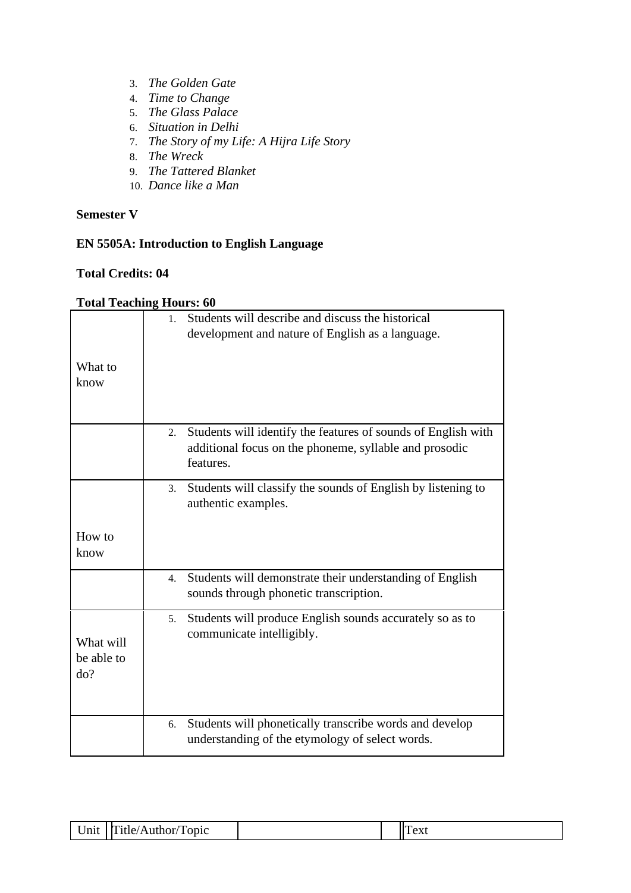3. *The Golden Gate*
4. *Time to Change*
5. *The Glass Palace*
6. *Situation in Delhi*
7. *The Story of my Life: A Hijra Life Story*
8. *The Wreck*
9. *The Tattered Blanket*
10. *Dance like a Man*

**Semester V**

**EN 5505A: Introduction to English Language**

**Total Credits: 04**

**Total Teaching Hours: 60**

| | |
|---|---|
| What to know | 1. Students will describe and discuss the historical development and nature of English as a language. |
| | 2. Students will identify the features of sounds of English with additional focus on the phoneme, syllable and prosodic features. |
| How to know | 3. Students will classify the sounds of English by listening to authentic examples. |
| | 4. Students will demonstrate their understanding of English sounds through phonetic transcription. |
| What will be able to do? | 5. Students will produce English sounds accurately so as to communicate intelligibly. |
| | 6. Students will phonetically transcribe words and develop understanding of the etymology of select words. |

| Unit | Title/Author/Topic | | | Text |
|---|---|---|---|---|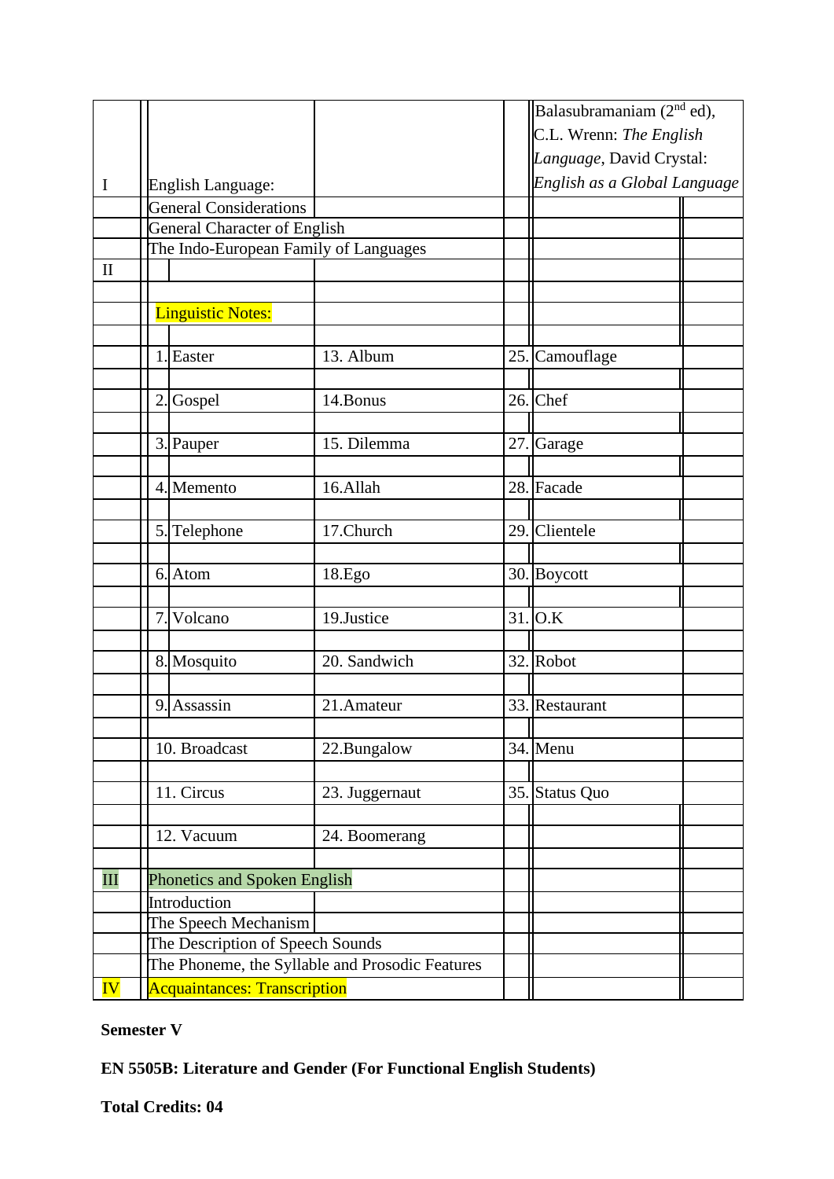| | | | | |
|---|---|---|---|---|
| I | English Language: | | | Balasubramaniam (2nd ed), C.L. Wrenn: *The English Language*, David Crystal: *English as a Global Language* |
| | General Considerations | | | |
| | General Character of English | | | |
| | The Indo-European Family of Languages | | | |
| II | | | | |
| | | | | |
| | Linguistic Notes: | | | |
| | | | | |
| | 1. Easter | 13. Album | 25. | Camouflage |
| | 2. Gospel | 14.Bonus | 26. | Chef |
| | 3. Pauper | 15. Dilemma | 27. | Garage |
| | 4. Memento | 16.Allah | 28. | Facade |
| | 5. Telephone | 17.Church | 29. | Clientele |
| | 6. Atom | 18.Ego | 30. | Boycott |
| | 7. Volcano | 19.Justice | 31. | O.K |
| | 8. Mosquito | 20. Sandwich | 32. | Robot |
| | 9. Assassin | 21.Amateur | 33. | Restaurant |
| | 10. Broadcast | 22.Bungalow | 34. | Menu |
| | 11. Circus | 23. Juggernaut | 35. | Status Quo |
| | 12. Vacuum | 24. Boomerang | | |
| III | Phonetics and Spoken English | | | |
| | Introduction | | | |
| | The Speech Mechanism | | | |
| | The Description of Speech Sounds | | | |
| | The Phoneme, the Syllable and Prosodic Features | | | |
| IV | Acquaintances: Transcription | | | |

**Semester V**

**EN 5505B: Literature and Gender (For Functional English Students)**

**Total Credits: 04**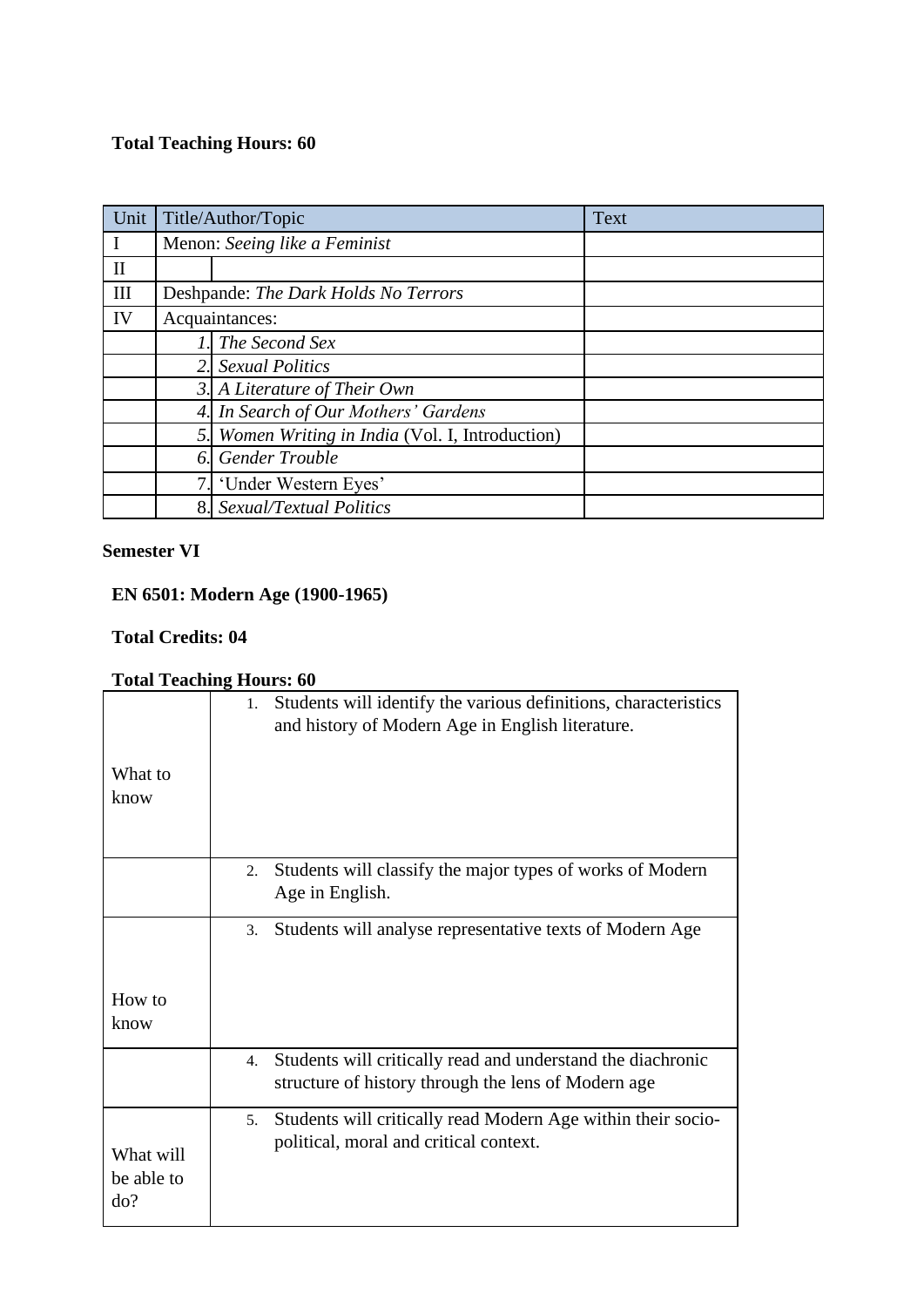**Total Teaching Hours: 60**

| Unit | Title/Author/Topic | | Text |
|---|---|---|---|
| I | Menon: *Seeing like a Feminist* | | |
| II | | | |
| III | Deshpande: *The Dark Holds No Terrors* | | |
| IV | Acquaintances: | | |
| | *1.* | *The Second Sex* | |
| | *2.* | *Sexual Politics* | |
| | *3.* | *A Literature of Their Own* | |
| | *4.* | *In Search of Our Mothers' Gardens* | |
| | *5.* | *Women Writing in India* (Vol. I, Introduction) | |
| | *6.* | *Gender Trouble* | |
| | 7. | 'Under Western Eyes' | |
| | 8. | *Sexual/Textual Politics* | |

**Semester VI**

**EN 6501: Modern Age (1900-1965)**

**Total Credits: 04**

**Total Teaching Hours: 60**

| | |
|---|---|
| What to know | 1. Students will identify the various definitions, characteristics and history of Modern Age in English literature. |
| | 2. Students will classify the major types of works of Modern Age in English. |
| How to know | 3. Students will analyse representative texts of Modern Age |
| | 4. Students will critically read and understand the diachronic structure of history through the lens of Modern age |
| What will be able to do? | 5. Students will critically read Modern Age within their socio-political, moral and critical context. |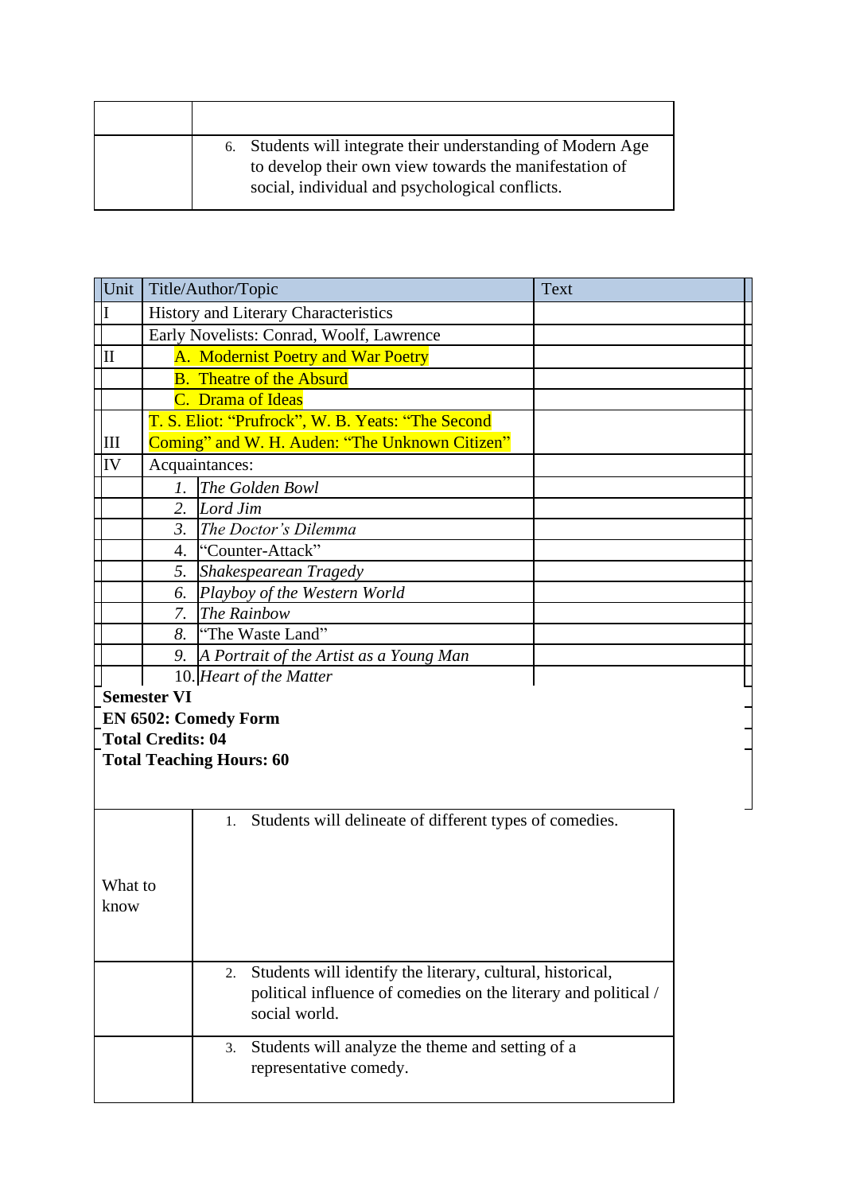| | |
|---|---|
| | 6. Students will integrate their understanding of Modern Age to develop their own view towards the manifestation of social, individual and psychological conflicts. |

| Unit | Title/Author/Topic | Text |
|---|---|---|
| I | History and Literary Characteristics | |
| | Early Novelists: Conrad, Woolf, Lawrence | |
| II | A. Modernist Poetry and War Poetry | |
| | B. Theatre of the Absurd | |
| | C. Drama of Ideas | |
| III | T. S. Eliot: "Prufrock", W. B. Yeats: "The Second Coming" and W. H. Auden: "The Unknown Citizen" | |
| IV | Acquaintances: | |
| | 1. *The Golden Bowl* | |
| | 2. *Lord Jim* | |
| | 3. *The Doctor's Dilemma* | |
| | 4. "Counter-Attack" | |
| | 5. *Shakespearean Tragedy* | |
| | 6. *Playboy of the Western World* | |
| | 7. *The Rainbow* | |
| | 8. "The Waste Land" | |
| | 9. *A Portrait of the Artist as a Young Man* | |
| | 10. *Heart of the Matter* | |

**Semester VI**

**EN 6502: Comedy Form**

**Total Credits: 04**

**Total Teaching Hours: 60**

| | |
|---|---|
| What to know | 1. Students will delineate of different types of comedies. |
| | 2. Students will identify the literary, cultural, historical, political influence of comedies on the literary and political / social world. |
| | 3. Students will analyze the theme and setting of a representative comedy. |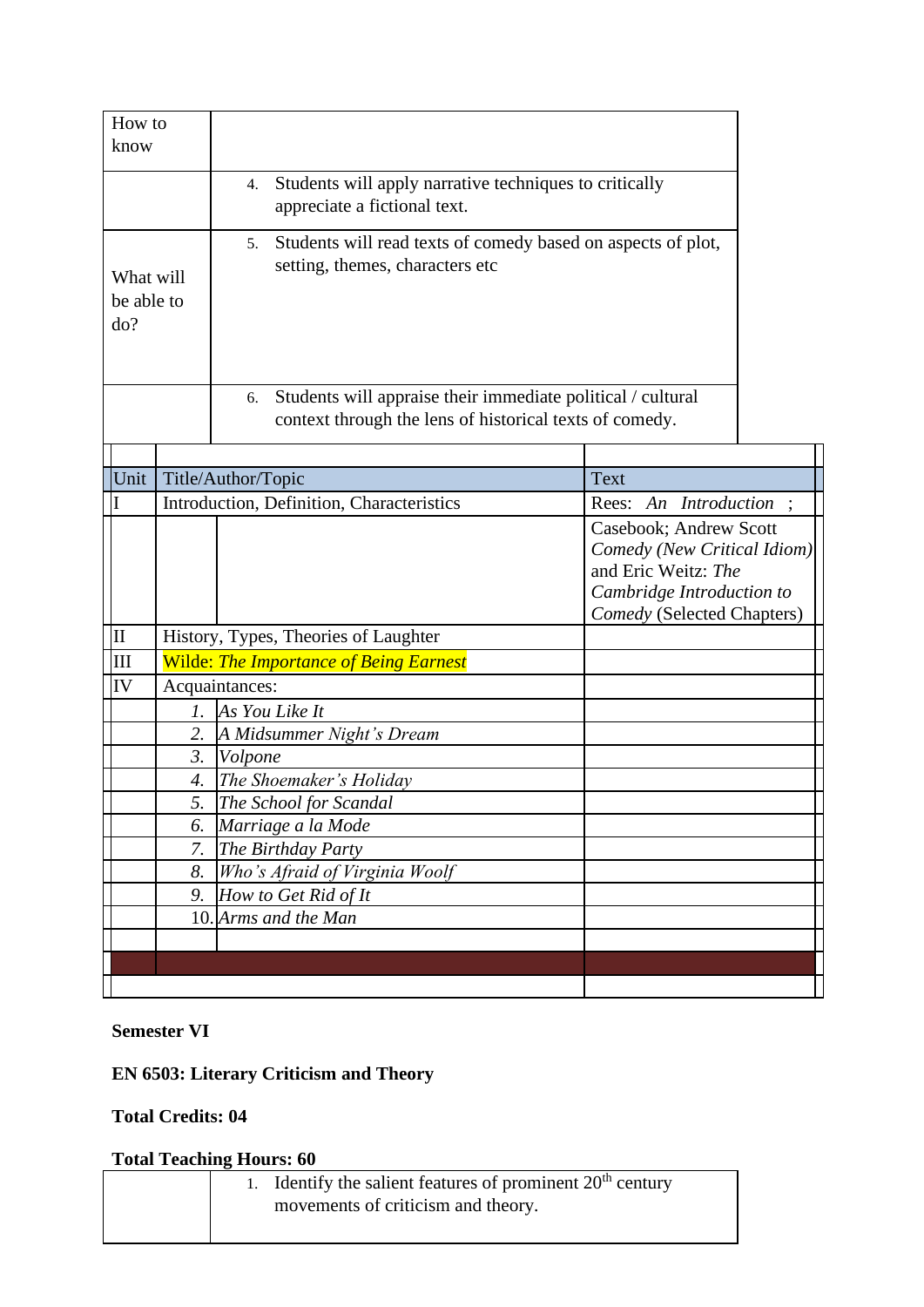| How to know | |
|---|---|
| | 4. Students will apply narrative techniques to critically appreciate a fictional text. |
| What will be able to do? | 5. Students will read texts of comedy based on aspects of plot, setting, themes, characters etc |
| | 6. Students will appraise their immediate political / cultural context through the lens of historical texts of comedy. |

| Unit | Title/Author/Topic | | Text |
|---|---|---|---|
| I | Introduction, Definition, Characteristics | | Rees: *An Introduction* ; Casebook; Andrew Scott *Comedy (New Critical Idiom)* and Eric Weitz: *The Cambridge Introduction to Comedy* (Selected Chapters) |
| II | History, Types, Theories of Laughter | | |
| III | Wilde: *The Importance of Being Earnest* | | |
| IV | Acquaintances: | | |
| | *1.* | *As You Like It* | |
| | *2.* | *A Midsummer Night's Dream* | |
| | *3.* | *Volpone* | |
| | *4.* | *The Shoemaker's Holiday* | |
| | *5.* | *The School for Scandal* | |
| | *6.* | *Marriage a la Mode* | |
| | *7.* | *The Birthday Party* | |
| | *8.* | *Who's Afraid of Virginia Woolf* | |
| | *9.* | *How to Get Rid of It* | |
| | 10. | *Arms and the Man* | |

**Semester VI**

**EN 6503: Literary Criticism and Theory**

**Total Credits: 04**

**Total Teaching Hours: 60**

| | |
|---|---|
| | 1. Identify the salient features of prominent 20th century movements of criticism and theory. |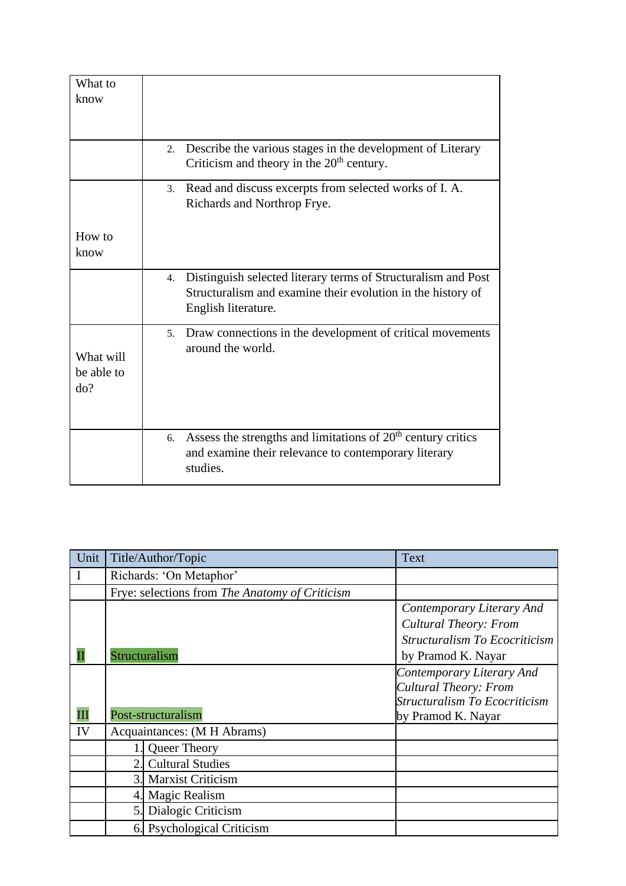| What to know | |
|---|---|
| | 2. Describe the various stages in the development of Literary Criticism and theory in the 20th century. |
| How to know | 3. Read and discuss excerpts from selected works of I. A. Richards and Northrop Frye. |
| | 4. Distinguish selected literary terms of Structuralism and Post Structuralism and examine their evolution in the history of English literature. |
| What will be able to do? | 5. Draw connections in the development of critical movements around the world. |
| | 6. Assess the strengths and limitations of 20th century critics and examine their relevance to contemporary literary studies. |

| Unit | Title/Author/Topic | Text |
|---|---|---|
| I | Richards: 'On Metaphor' | |
| | Frye: selections from *The Anatomy of Criticism* | |
| II | Structuralism | *Contemporary Literary And Cultural Theory: From Structuralism To Ecocriticism* by Pramod K. Nayar |
| III | Post-structuralism | *Contemporary Literary And Cultural Theory: From Structuralism To Ecocriticism* by Pramod K. Nayar |
| IV | Acquaintances: (M H Abrams) | |
| | 1. Queer Theory | |
| | 2. Cultural Studies | |
| | 3. Marxist Criticism | |
| | 4. Magic Realism | |
| | 5. Dialogic Criticism | |
| | 6. Psychological Criticism | |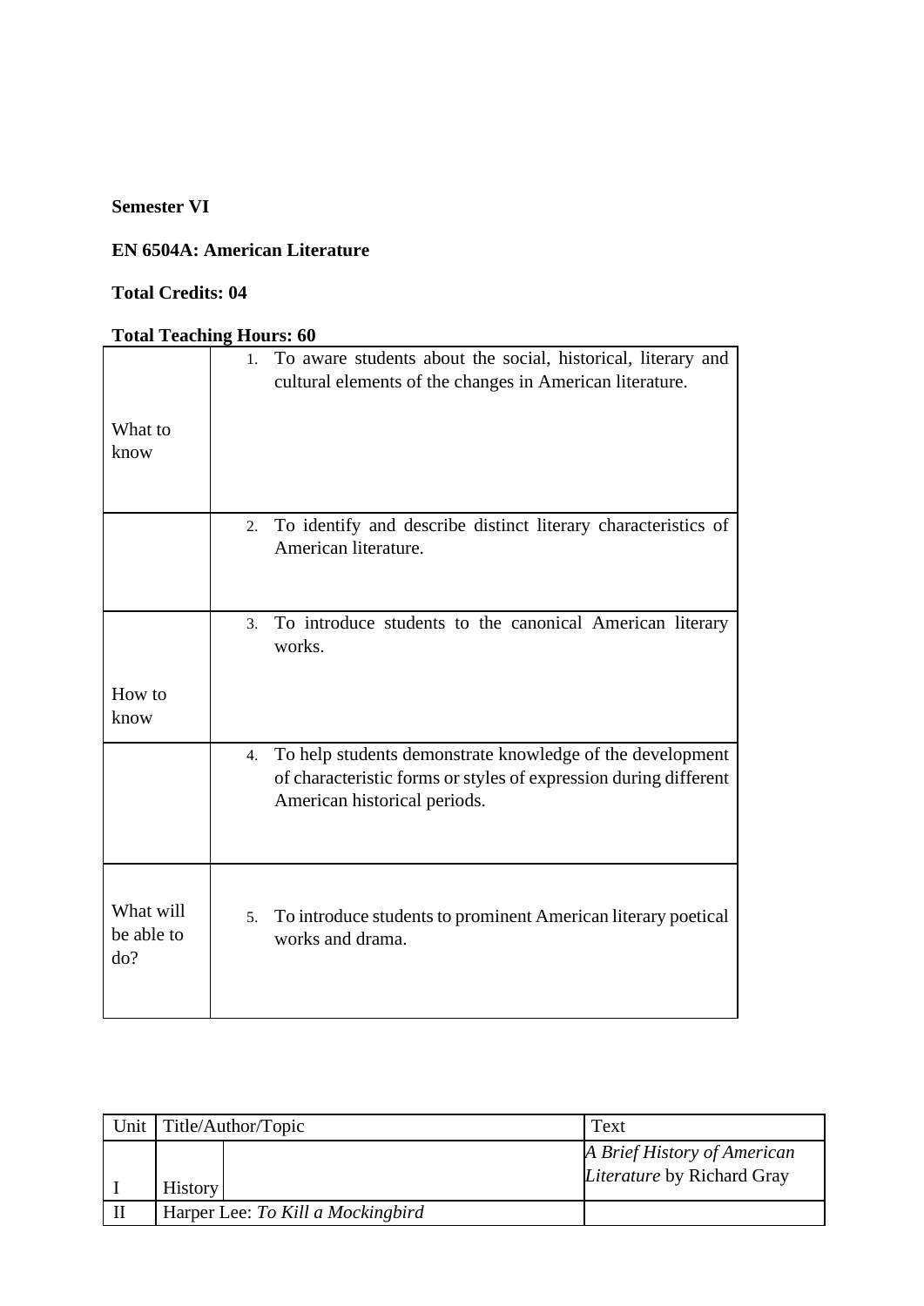**Semester VI**

**EN 6504A: American Literature**

**Total Credits: 04**

**Total Teaching Hours: 60**

| | |
|---|---|
| What to know | 1. To aware students about the social, historical, literary and cultural elements of the changes in American literature. |
| | 2. To identify and describe distinct literary characteristics of American literature. |
| How to know | 3. To introduce students to the canonical American literary works. |
| | 4. To help students demonstrate knowledge of the development of characteristic forms or styles of expression during different American historical periods. |
| What will be able to do? | 5. To introduce students to prominent American literary poetical works and drama. |

| Unit | Title/Author/Topic | | Text |
|---|---|---|---|
| I | History | | *A Brief History of American Literature* by Richard Gray |
| II | Harper Lee: *To Kill a Mockingbird* | | |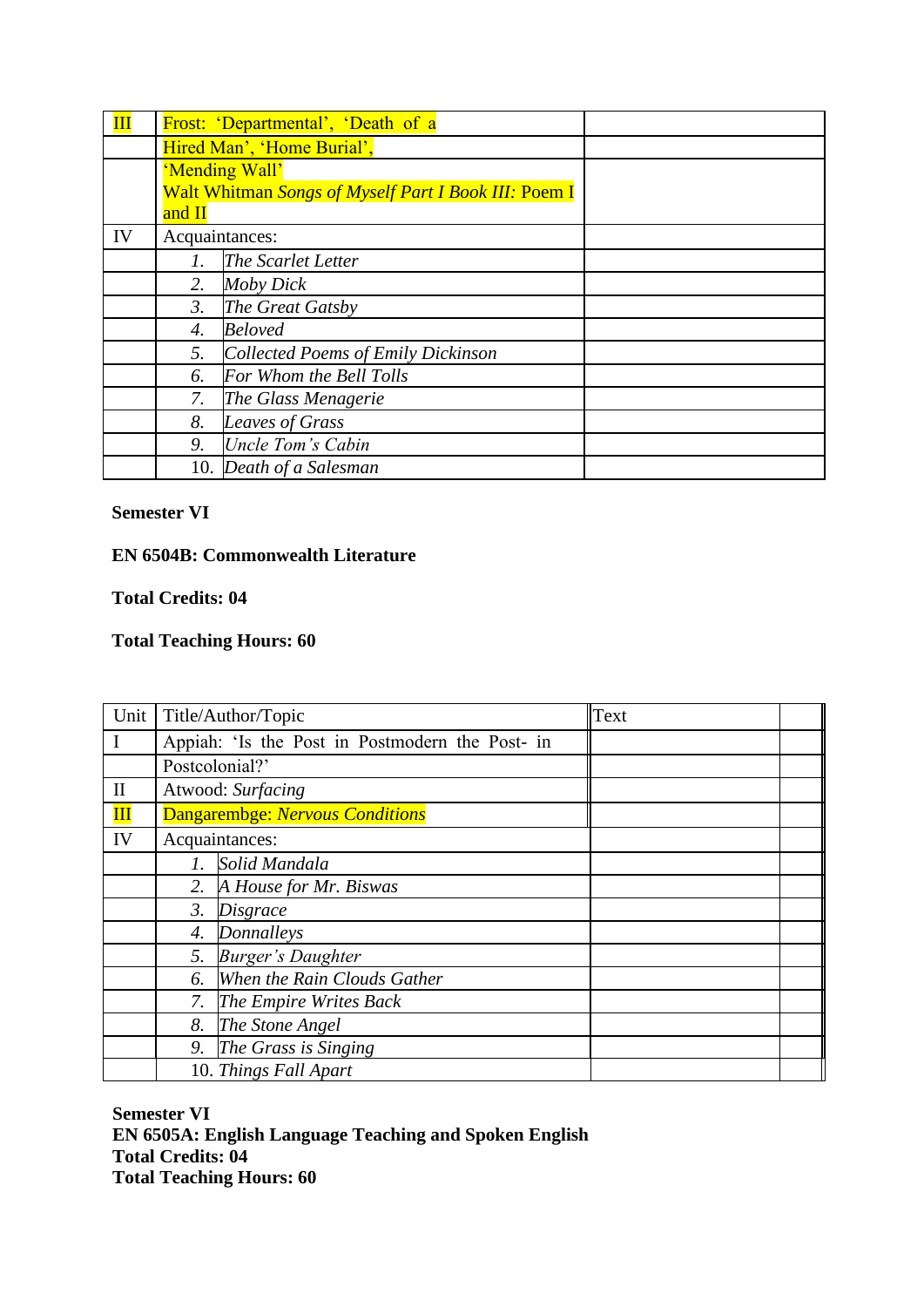| III | Frost: 'Departmental', 'Death of a | |
|---|---|---|
| | Hired Man', 'Home Burial', | |
| | 'Mending Wall' Walt Whitman *Songs of Myself Part I Book III:* Poem I and II | |
| IV | Acquaintances: | |
| | 1. *The Scarlet Letter* | |
| | 2. *Moby Dick* | |
| | 3. *The Great Gatsby* | |
| | 4. *Beloved* | |
| | 5. *Collected Poems of Emily Dickinson* | |
| | 6. *For Whom the Bell Tolls* | |
| | 7. *The Glass Menagerie* | |
| | 8. *Leaves of Grass* | |
| | 9. *Uncle Tom's Cabin* | |
| | 10. *Death of a Salesman* | |

**Semester VI**

**EN 6504B: Commonwealth Literature**

**Total Credits: 04**

**Total Teaching Hours: 60**

| Unit | Title/Author/Topic | Text | |
|---|---|---|---|
| I | Appiah: 'Is the Post in Postmodern the Post- in | | |
| | Postcolonial?' | | |
| II | Atwood: *Surfacing* | | |
| III | Dangarembge: *Nervous Conditions* | | |
| IV | Acquaintances: | | |
| | 1. *Solid Mandala* | | |
| | 2. *A House for Mr. Biswas* | | |
| | 3. *Disgrace* | | |
| | 4. *Donnalleys* | | |
| | 5. *Burger's Daughter* | | |
| | 6. *When the Rain Clouds Gather* | | |
| | 7. *The Empire Writes Back* | | |
| | 8. *The Stone Angel* | | |
| | 9. *The Grass is Singing* | | |
| | 10. *Things Fall Apart* | | |

**Semester VI**
**EN 6505A: English Language Teaching and Spoken English**
**Total Credits: 04**
**Total Teaching Hours: 60**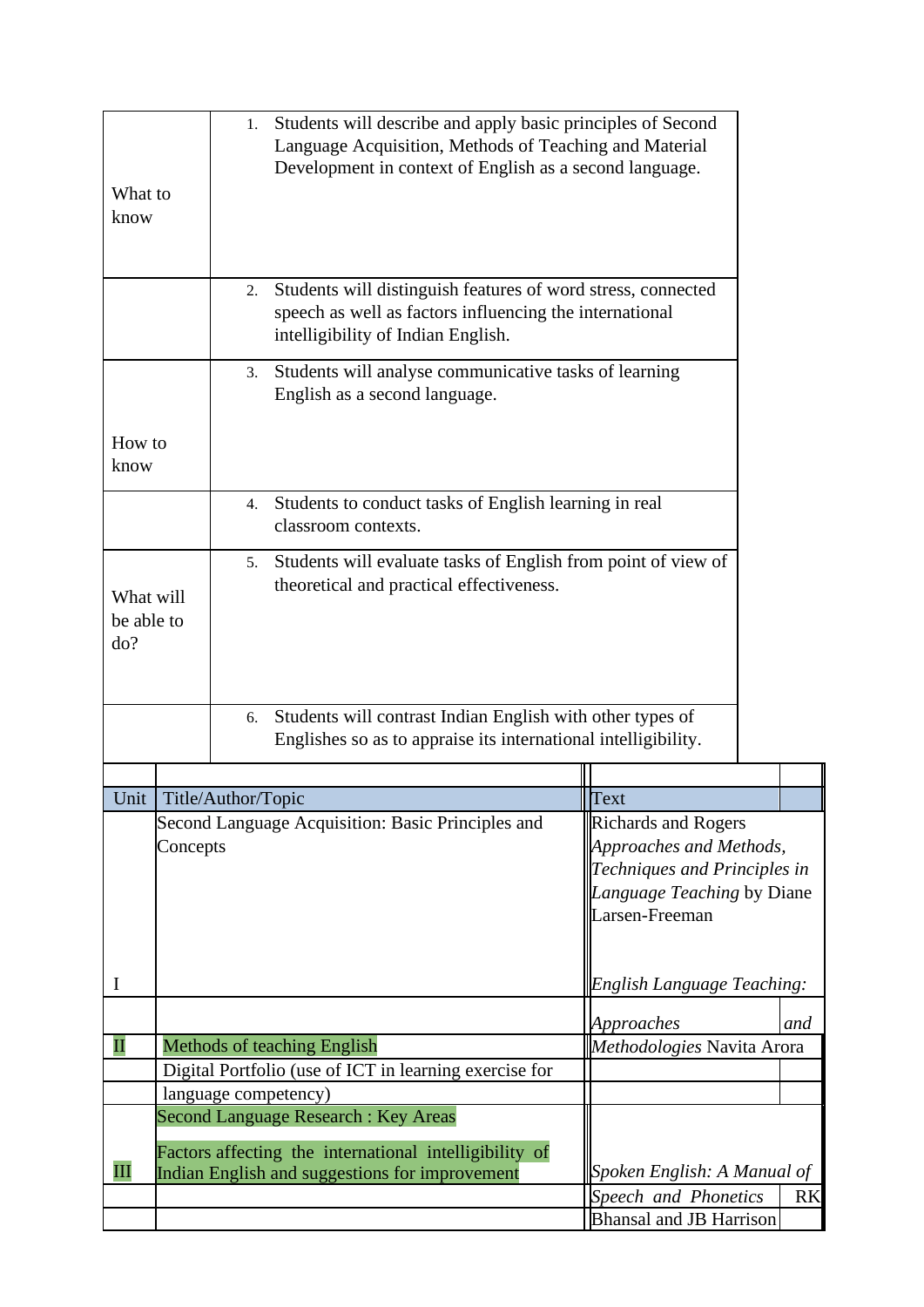| | |
|---|---|
| What to know | 1. Students will describe and apply basic principles of Second Language Acquisition, Methods of Teaching and Material Development in context of English as a second language. |
| | 2. Students will distinguish features of word stress, connected speech as well as factors influencing the international intelligibility of Indian English. |
| How to know | 3. Students will analyse communicative tasks of learning English as a second language. |
| | 4. Students to conduct tasks of English learning in real classroom contexts. |
| What will be able to do? | 5. Students will evaluate tasks of English from point of view of theoretical and practical effectiveness. |
| | 6. Students will contrast Indian English with other types of Englishes so as to appraise its international intelligibility. |

| Unit | Title/Author/Topic | Text |
|---|---|---|
| I | Second Language Acquisition: Basic Principles and Concepts | Richards and Rogers *Approaches and Methods*, *Techniques and Principles in Language Teaching* by Diane Larsen-Freeman<br><br>*English Language Teaching: Approaches and Methodologies* Navita Arora |
| II | Methods of teaching English | |
| | Digital Portfolio (use of ICT in learning exercise for language competency) | |
| III | Second Language Research : Key Areas<br><br>Factors affecting the international intelligibility of Indian English and suggestions for improvement | *Spoken English: A Manual of Speech and Phonetics* RK Bhansal and JB Harrison |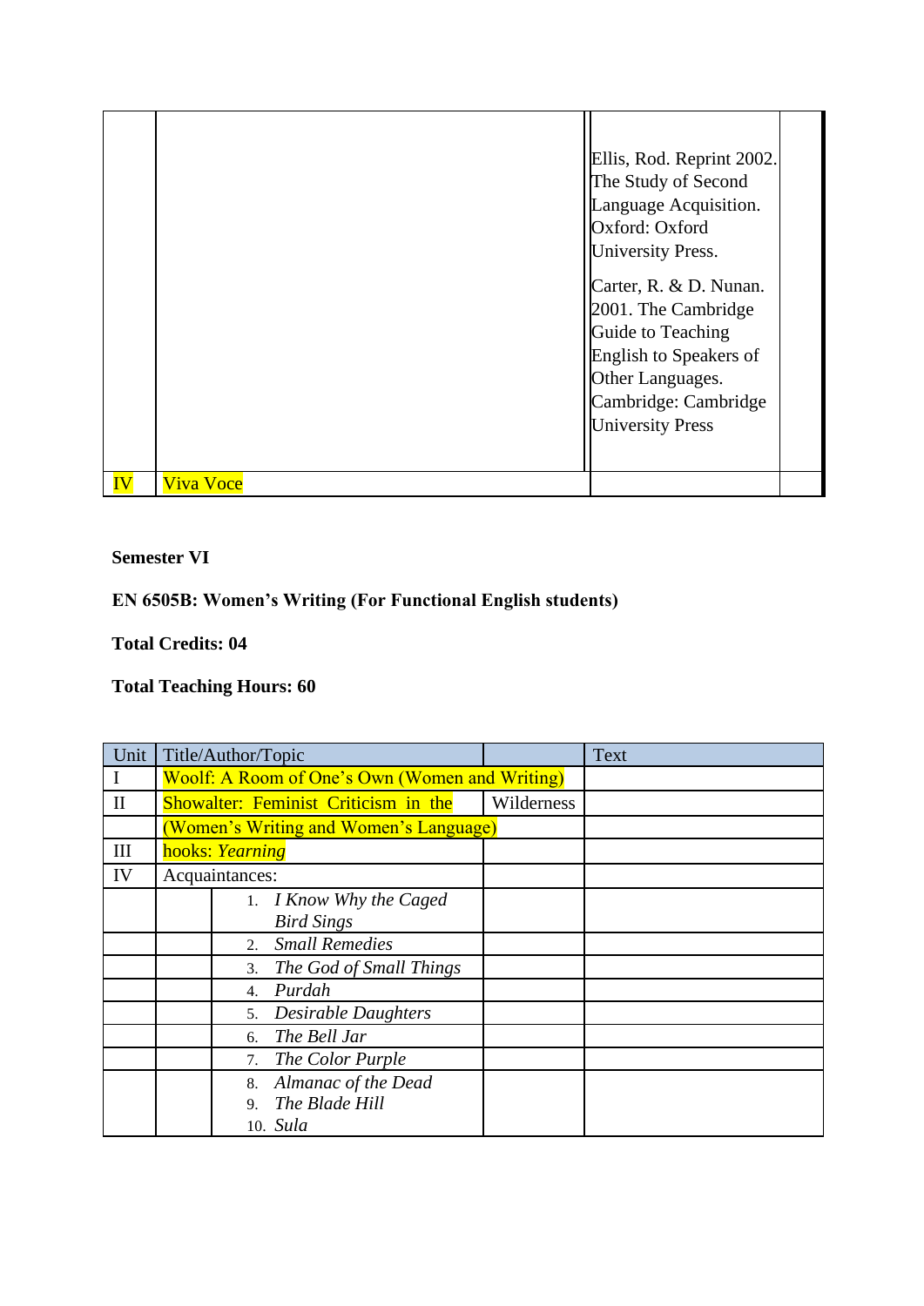| | | | |
|---|---|---|---|
| | | Ellis, Rod. Reprint 2002. The Study of Second Language Acquisition. Oxford: Oxford University Press.<br><br>Carter, R. & D. Nunan. 2001. The Cambridge Guide to Teaching English to Speakers of Other Languages. Cambridge: Cambridge University Press | |
| IV | Viva Voce | | |

**Semester VI**

**EN 6505B: Women's Writing (For Functional English students)**

**Total Credits: 04**

**Total Teaching Hours: 60**

| Unit | Title/Author/Topic | | | Text |
|---|---|---|---|---|
| I | Woolf: A Room of One's Own (Women and Writing) | | | |
| II | Showalter: Feminist Criticism in the | | Wilderness | |
| | (Women's Writing and Women's Language) | | | |
| III | hooks: *Yearning* | | | |
| IV | Acquaintances: | | | |
| | | 1. *I Know Why the Caged Bird Sings* | | |
| | | 2. *Small Remedies* | | |
| | | 3. *The God of Small Things* | | |
| | | 4. *Purdah* | | |
| | | 5. *Desirable Daughters* | | |
| | | 6. *The Bell Jar* | | |
| | | 7. *The Color Purple* | | |
| | | 8. *Almanac of the Dead*<br>9. *The Blade Hill*<br>10. *Sula* | | |